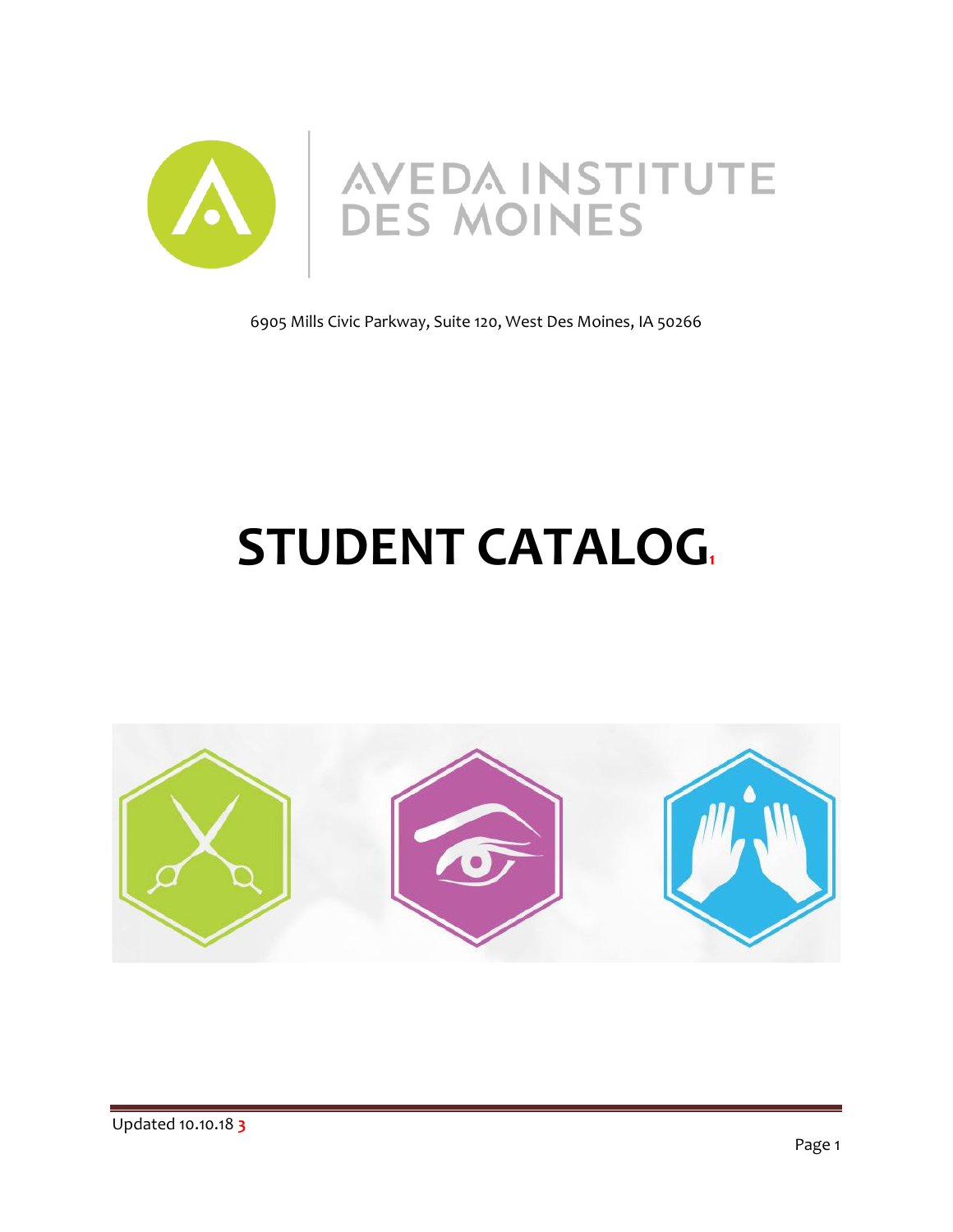AVEDA INSTITUTE DES MOINES

6905 Mills Civic Parkway, Suite 120, West Des Moines, IA 50266

# STUDENT CATALOG[1]

Updated 10.10.18 **3**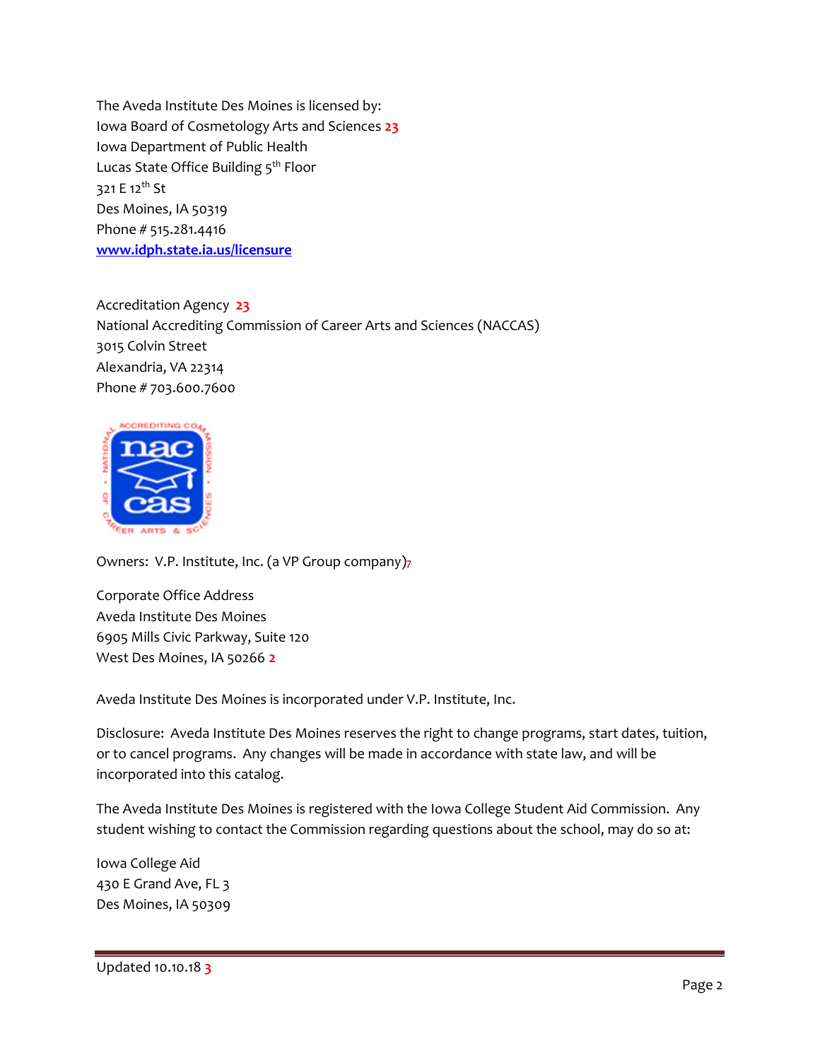The Aveda Institute Des Moines is licensed by:
Iowa Board of Cosmetology Arts and Sciences 23
Iowa Department of Public Health
Lucas State Office Building 5th Floor
321 E 12th St
Des Moines, IA 50319
Phone # 515.281.4416
[www.idph.state.ia.us/licensure](http://www.idph.state.ia.us/licensure)

Accreditation Agency 23
National Accrediting Commission of Career Arts and Sciences (NACCAS)
3015 Colvin Street
Alexandria, VA 22314
Phone # 703.600.7600

Owners: V.P. Institute, Inc. (a VP Group company)7

Corporate Office Address
Aveda Institute Des Moines
6905 Mills Civic Parkway, Suite 120
West Des Moines, IA 50266 2

Aveda Institute Des Moines is incorporated under V.P. Institute, Inc.

Disclosure: Aveda Institute Des Moines reserves the right to change programs, start dates, tuition, or to cancel programs. Any changes will be made in accordance with state law, and will be incorporated into this catalog.

The Aveda Institute Des Moines is registered with the Iowa College Student Aid Commission. Any student wishing to contact the Commission regarding questions about the school, may do so at:

Iowa College Aid
430 E Grand Ave, FL 3
Des Moines, IA 50309

Updated 10.10.18 3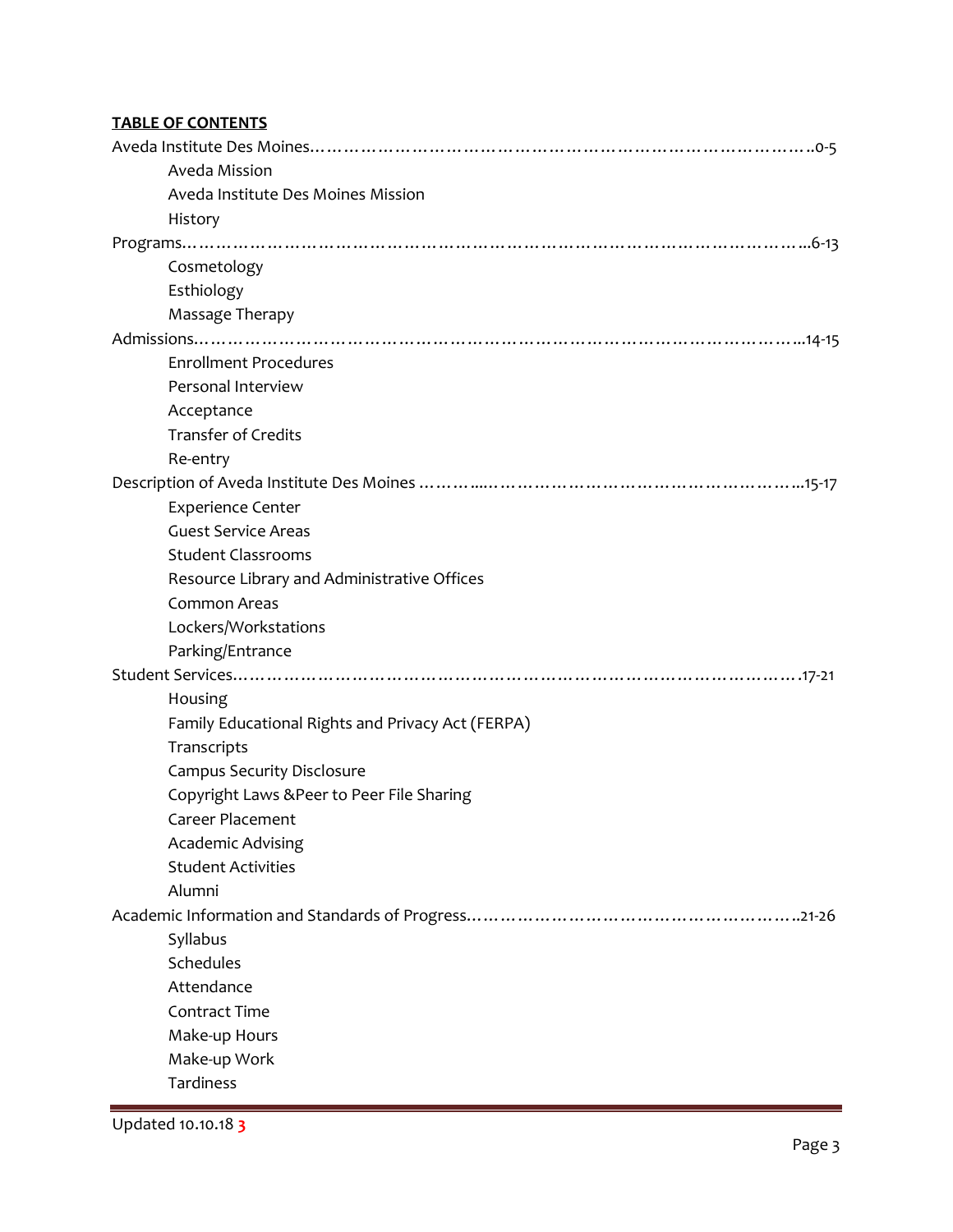**TABLE OF CONTENTS**

Aveda Institute Des Moines……………………………………………………………………………..0-5

- Aveda Mission
- Aveda Institute Des Moines Mission
- History

Programs…………………………………………………………………………………………...6-13

- Cosmetology
- Esthiology
- Massage Therapy

Admissions………………………………………………………………………………………...14-15

- Enrollment Procedures
- Personal Interview
- Acceptance
- Transfer of Credits
- Re-entry

Description of Aveda Institute Des Moines ………....…………………………………………………...15-17

- Experience Center
- Guest Service Areas
- Student Classrooms
- Resource Library and Administrative Offices
- Common Areas
- Lockers/Workstations
- Parking/Entrance

Student Services……………………………………………………………………………………….17-21

- Housing
- Family Educational Rights and Privacy Act (FERPA)
- Transcripts
- Campus Security Disclosure
- Copyright Laws &Peer to Peer File Sharing
- Career Placement
- Academic Advising
- Student Activities
- Alumni

Academic Information and Standards of Progress…………………………………………………..21-26

- Syllabus
- Schedules
- Attendance
- Contract Time
- Make-up Hours
- Make-up Work
- Tardiness

Updated 10.10.18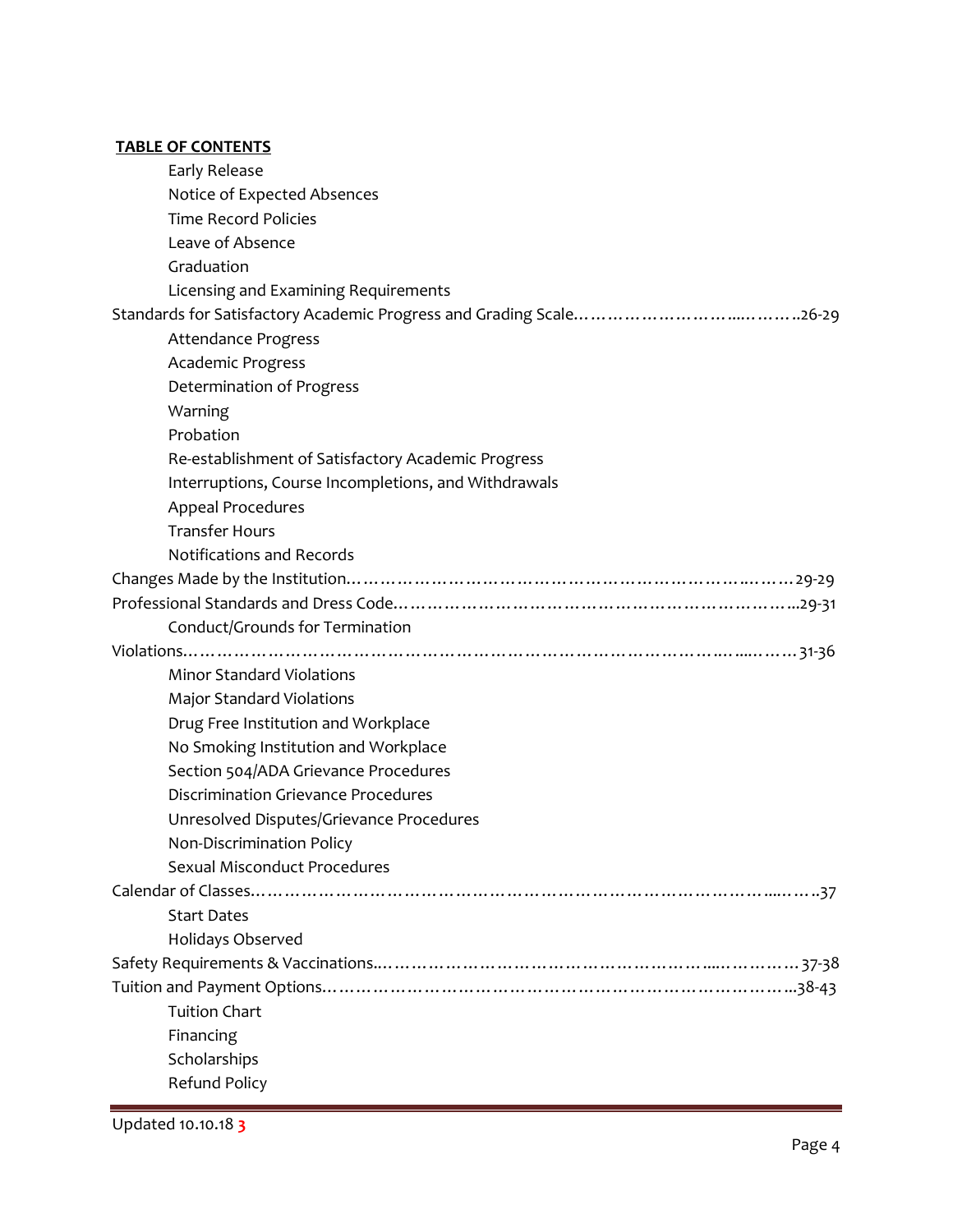**TABLE OF CONTENTS**

- Early Release
- Notice of Expected Absences
- Time Record Policies
- Leave of Absence
- Graduation
- Licensing and Examining Requirements

Standards for Satisfactory Academic Progress and Grading Scale……………………….………..26-29

- Attendance Progress
- Academic Progress
- Determination of Progress
- Warning
- Probation
- Re-establishment of Satisfactory Academic Progress
- Interruptions, Course Incompletions, and Withdrawals
- Appeal Procedures
- Transfer Hours
- Notifications and Records

Changes Made by the Institution……………………………………………………………..……29-29

Professional Standards and Dress Code…………………………………………………………...29-31

- Conduct/Grounds for Termination

Violations………………………………………………………………………………..…...……31-36

- Minor Standard Violations
- Major Standard Violations
- Drug Free Institution and Workplace
- No Smoking Institution and Workplace
- Section 504/ADA Grievance Procedures
- Discrimination Grievance Procedures
- Unresolved Disputes/Grievance Procedures
- Non-Discrimination Policy
- Sexual Misconduct Procedures

Calendar of Classes………………………………………………………………………….....…..37

- Start Dates
- Holidays Observed

Safety Requirements & Vaccinations..……………………………………………….....…………37-38

Tuition and Payment Options………………………………………………………………………..38-43

- Tuition Chart
- Financing
- Scholarships
- Refund Policy

Updated 10.10.18 3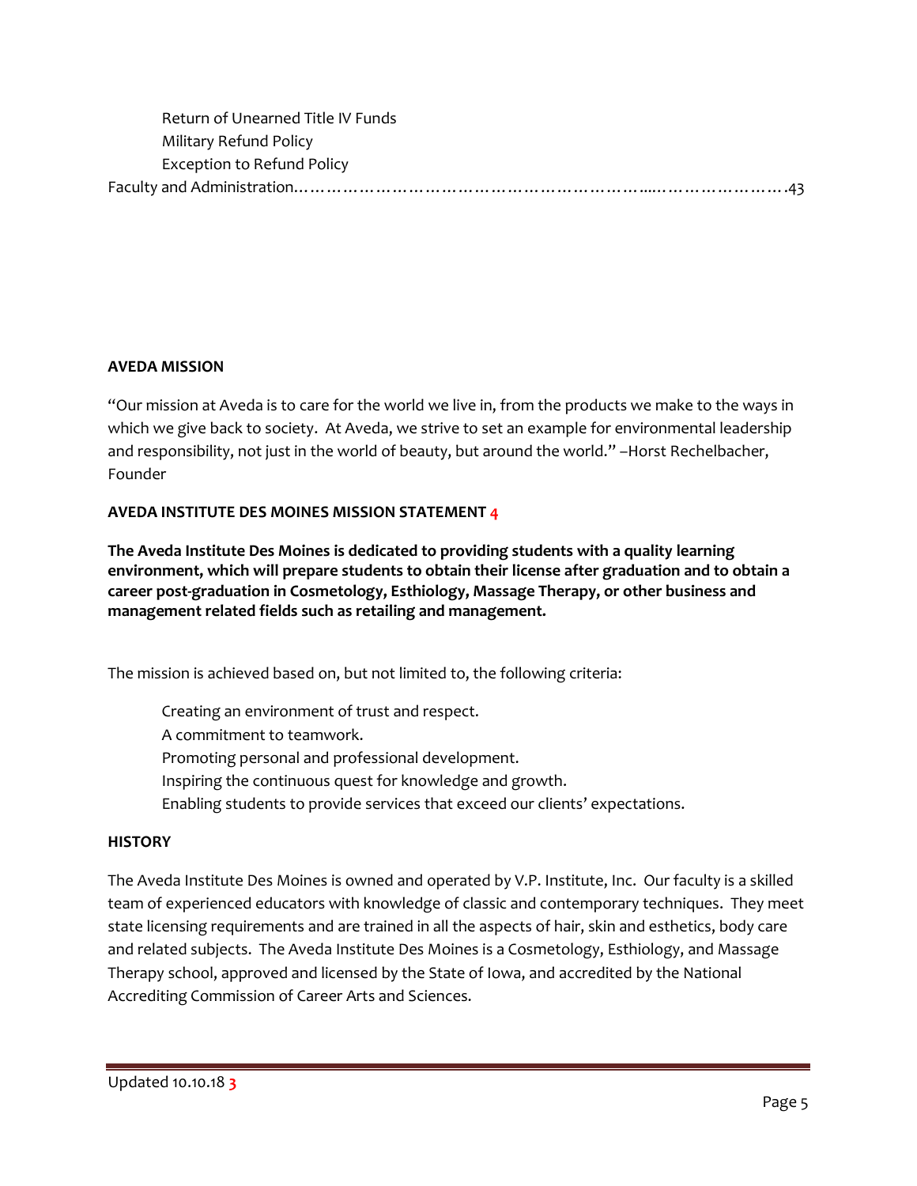Return of Unearned Title IV Funds
Military Refund Policy
Exception to Refund Policy
Faculty and Administration……………………………………………………....…………………….43

**AVEDA MISSION**

"Our mission at Aveda is to care for the world we live in, from the products we make to the ways in which we give back to society. At Aveda, we strive to set an example for environmental leadership and responsibility, not just in the world of beauty, but around the world." –Horst Rechelbacher, Founder

**AVEDA INSTITUTE DES MOINES MISSION STATEMENT 4**

**The Aveda Institute Des Moines is dedicated to providing students with a quality learning environment, which will prepare students to obtain their license after graduation and to obtain a career post-graduation in Cosmetology, Esthiology, Massage Therapy, or other business and management related fields such as retailing and management.**

The mission is achieved based on, but not limited to, the following criteria:

Creating an environment of trust and respect.
A commitment to teamwork.
Promoting personal and professional development.
Inspiring the continuous quest for knowledge and growth.
Enabling students to provide services that exceed our clients' expectations.

**HISTORY**

The Aveda Institute Des Moines is owned and operated by V.P. Institute, Inc. Our faculty is a skilled team of experienced educators with knowledge of classic and contemporary techniques. They meet state licensing requirements and are trained in all the aspects of hair, skin and esthetics, body care and related subjects. The Aveda Institute Des Moines is a Cosmetology, Esthiology, and Massage Therapy school, approved and licensed by the State of Iowa, and accredited by the National Accrediting Commission of Career Arts and Sciences.

Updated 10.10.18 **3**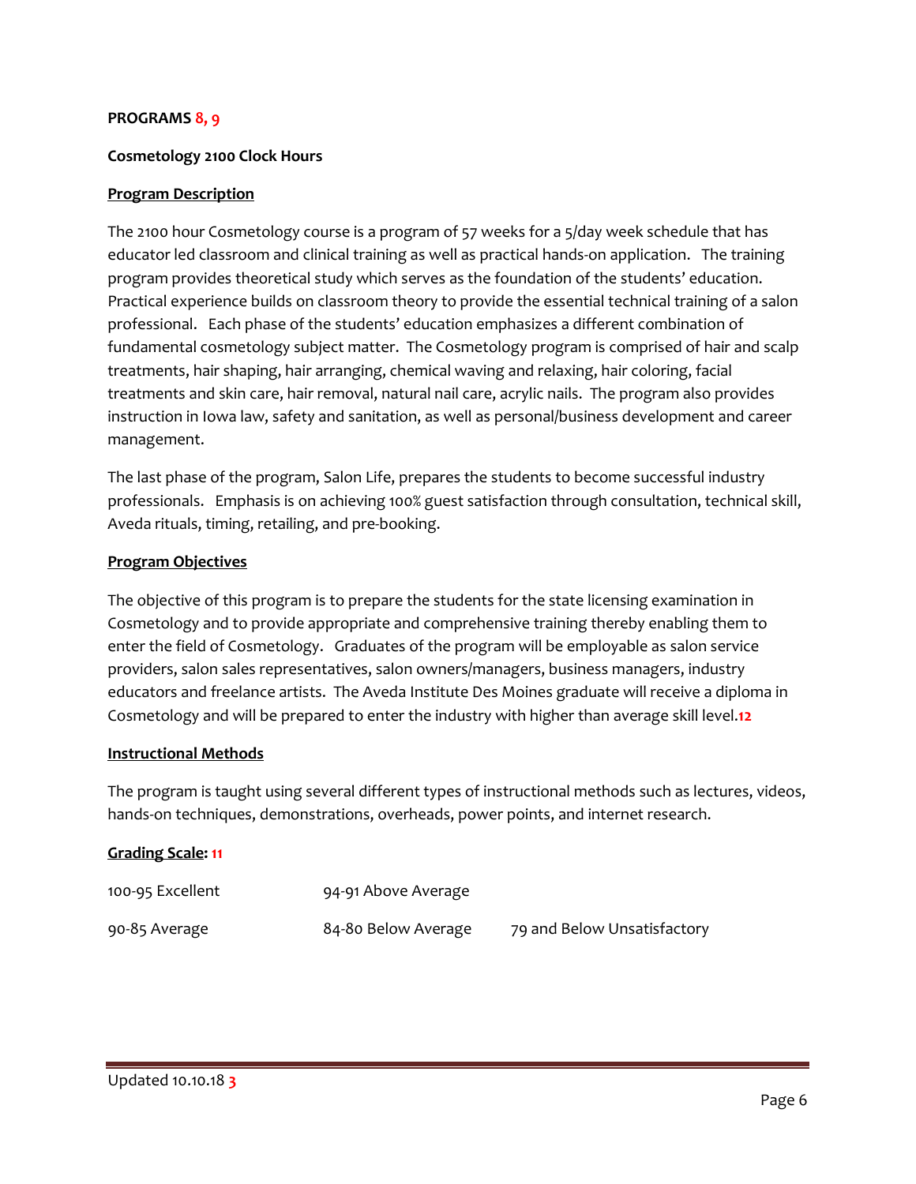**PROGRAMS 8, 9**

**Cosmetology 2100 Clock Hours**

**Program Description**

The 2100 hour Cosmetology course is a program of 57 weeks for a 5/day week schedule that has educator led classroom and clinical training as well as practical hands-on application. The training program provides theoretical study which serves as the foundation of the students' education. Practical experience builds on classroom theory to provide the essential technical training of a salon professional. Each phase of the students' education emphasizes a different combination of fundamental cosmetology subject matter. The Cosmetology program is comprised of hair and scalp treatments, hair shaping, hair arranging, chemical waving and relaxing, hair coloring, facial treatments and skin care, hair removal, natural nail care, acrylic nails. The program also provides instruction in Iowa law, safety and sanitation, as well as personal/business development and career management.

The last phase of the program, Salon Life, prepares the students to become successful industry professionals. Emphasis is on achieving 100% guest satisfaction through consultation, technical skill, Aveda rituals, timing, retailing, and pre-booking.

**Program Objectives**

The objective of this program is to prepare the students for the state licensing examination in Cosmetology and to provide appropriate and comprehensive training thereby enabling them to enter the field of Cosmetology. Graduates of the program will be employable as salon service providers, salon sales representatives, salon owners/managers, business managers, industry educators and freelance artists. The Aveda Institute Des Moines graduate will receive a diploma in Cosmetology and will be prepared to enter the industry with higher than average skill level.12

**Instructional Methods**

The program is taught using several different types of instructional methods such as lectures, videos, hands-on techniques, demonstrations, overheads, power points, and internet research.

**Grading Scale: 11**

100-95 Excellent

94-91 Above Average

90-85 Average

84-80 Below Average

79 and Below Unsatisfactory

Updated 10.10.18 3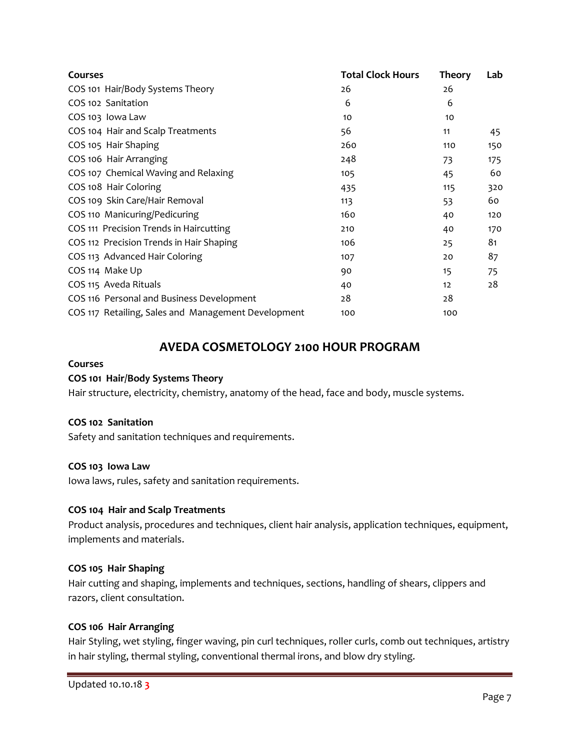| Courses | Total Clock Hours | Theory | Lab |
|---|---|---|---|
| COS 101 Hair/Body Systems Theory | 26 | 26 | |
| COS 102 Sanitation | 6 | 6 | |
| COS 103 Iowa Law | 10 | 10 | |
| COS 104 Hair and Scalp Treatments | 56 | 11 | 45 |
| COS 105 Hair Shaping | 260 | 110 | 150 |
| COS 106 Hair Arranging | 248 | 73 | 175 |
| COS 107 Chemical Waving and Relaxing | 105 | 45 | 60 |
| COS 108 Hair Coloring | 435 | 115 | 320 |
| COS 109 Skin Care/Hair Removal | 113 | 53 | 60 |
| COS 110 Manicuring/Pedicuring | 160 | 40 | 120 |
| COS 111 Precision Trends in Haircutting | 210 | 40 | 170 |
| COS 112 Precision Trends in Hair Shaping | 106 | 25 | 81 |
| COS 113 Advanced Hair Coloring | 107 | 20 | 87 |
| COS 114 Make Up | 90 | 15 | 75 |
| COS 115 Aveda Rituals | 40 | 12 | 28 |
| COS 116 Personal and Business Development | 28 | 28 | |
| COS 117 Retailing, Sales and Management Development | 100 | 100 | |

## AVEDA COSMETOLOGY 2100 HOUR PROGRAM

**Courses**

**COS 101 Hair/Body Systems Theory**

Hair structure, electricity, chemistry, anatomy of the head, face and body, muscle systems.

**COS 102 Sanitation**

Safety and sanitation techniques and requirements.

**COS 103 Iowa Law**

Iowa laws, rules, safety and sanitation requirements.

**COS 104 Hair and Scalp Treatments**

Product analysis, procedures and techniques, client hair analysis, application techniques, equipment, implements and materials.

**COS 105 Hair Shaping**

Hair cutting and shaping, implements and techniques, sections, handling of shears, clippers and razors, client consultation.

**COS 106 Hair Arranging**

Hair Styling, wet styling, finger waving, pin curl techniques, roller curls, comb out techniques, artistry in hair styling, thermal styling, conventional thermal irons, and blow dry styling.

Updated 10.10.18 3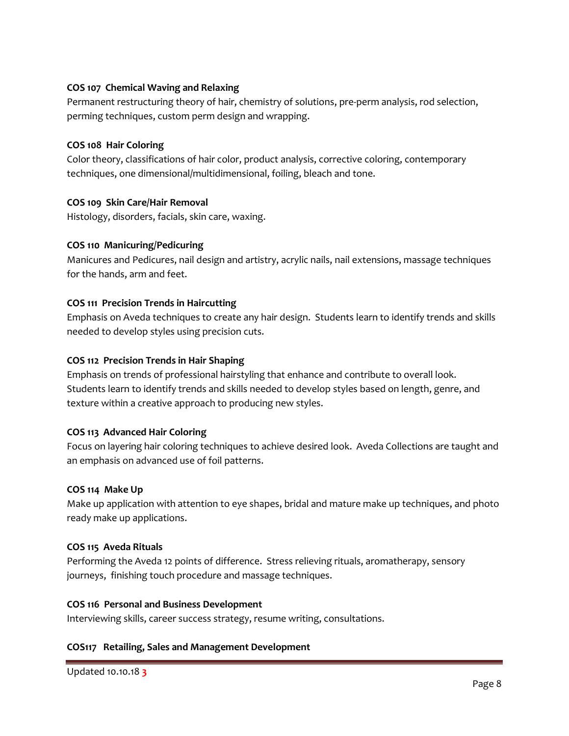**COS 107 Chemical Waving and Relaxing**

Permanent restructuring theory of hair, chemistry of solutions, pre-perm analysis, rod selection, perming techniques, custom perm design and wrapping.

**COS 108 Hair Coloring**

Color theory, classifications of hair color, product analysis, corrective coloring, contemporary techniques, one dimensional/multidimensional, foiling, bleach and tone.

**COS 109 Skin Care/Hair Removal**

Histology, disorders, facials, skin care, waxing.

**COS 110 Manicuring/Pedicuring**

Manicures and Pedicures, nail design and artistry, acrylic nails, nail extensions, massage techniques for the hands, arm and feet.

**COS 111 Precision Trends in Haircutting**

Emphasis on Aveda techniques to create any hair design. Students learn to identify trends and skills needed to develop styles using precision cuts.

**COS 112 Precision Trends in Hair Shaping**

Emphasis on trends of professional hairstyling that enhance and contribute to overall look. Students learn to identify trends and skills needed to develop styles based on length, genre, and texture within a creative approach to producing new styles.

**COS 113 Advanced Hair Coloring**

Focus on layering hair coloring techniques to achieve desired look. Aveda Collections are taught and an emphasis on advanced use of foil patterns.

**COS 114 Make Up**

Make up application with attention to eye shapes, bridal and mature make up techniques, and photo ready make up applications.

**COS 115 Aveda Rituals**

Performing the Aveda 12 points of difference. Stress relieving rituals, aromatherapy, sensory journeys, finishing touch procedure and massage techniques.

**COS 116 Personal and Business Development**

Interviewing skills, career success strategy, resume writing, consultations.

**COS117 Retailing, Sales and Management Development**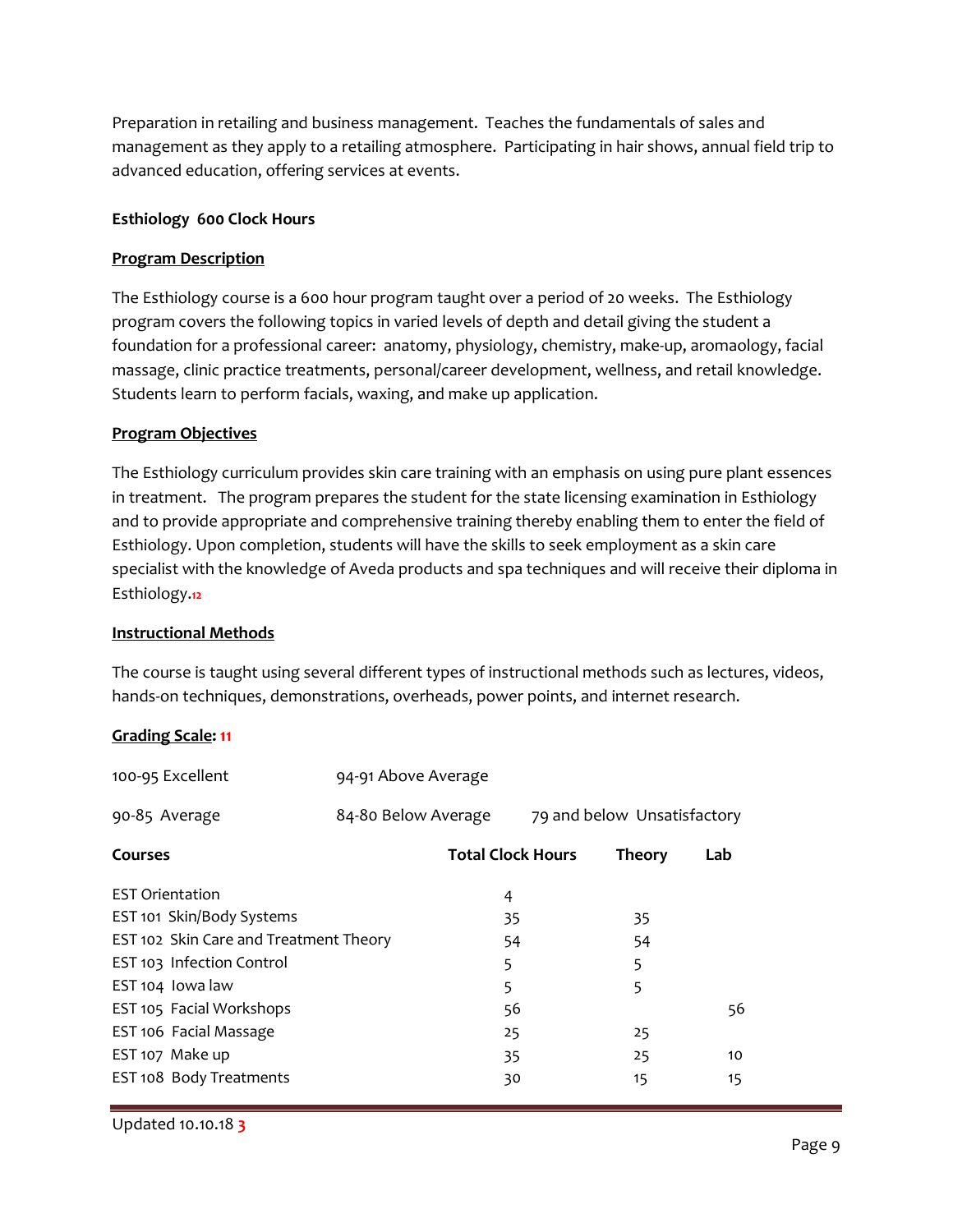Preparation in retailing and business management. Teaches the fundamentals of sales and management as they apply to a retailing atmosphere. Participating in hair shows, annual field trip to advanced education, offering services at events.

**Esthiology 600 Clock Hours**

**Program Description**

The Esthiology course is a 600 hour program taught over a period of 20 weeks. The Esthiology program covers the following topics in varied levels of depth and detail giving the student a foundation for a professional career: anatomy, physiology, chemistry, make-up, aromaology, facial massage, clinic practice treatments, personal/career development, wellness, and retail knowledge. Students learn to perform facials, waxing, and make up application.

**Program Objectives**

The Esthiology curriculum provides skin care training with an emphasis on using pure plant essences in treatment. The program prepares the student for the state licensing examination in Esthiology and to provide appropriate and comprehensive training thereby enabling them to enter the field of Esthiology. Upon completion, students will have the skills to seek employment as a skin care specialist with the knowledge of Aveda products and spa techniques and will receive their diploma in Esthiology.[12]

**Instructional Methods**

The course is taught using several different types of instructional methods such as lectures, videos, hands-on techniques, demonstrations, overheads, power points, and internet research.

**Grading Scale:** [11]

100-95 Excellent — 94-91 Above Average

90-85 Average — 84-80 Below Average — 79 and below Unsatisfactory

| Courses | Total Clock Hours | Theory | Lab |
|---|---|---|---|
| EST Orientation | 4 | | |
| EST 101 Skin/Body Systems | 35 | 35 | |
| EST 102 Skin Care and Treatment Theory | 54 | 54 | |
| EST 103 Infection Control | 5 | 5 | |
| EST 104 Iowa law | 5 | 5 | |
| EST 105 Facial Workshops | 56 | | 56 |
| EST 106 Facial Massage | 25 | 25 | |
| EST 107 Make up | 35 | 25 | 10 |
| EST 108 Body Treatments | 30 | 15 | 15 |

Updated 10.10.18 [3]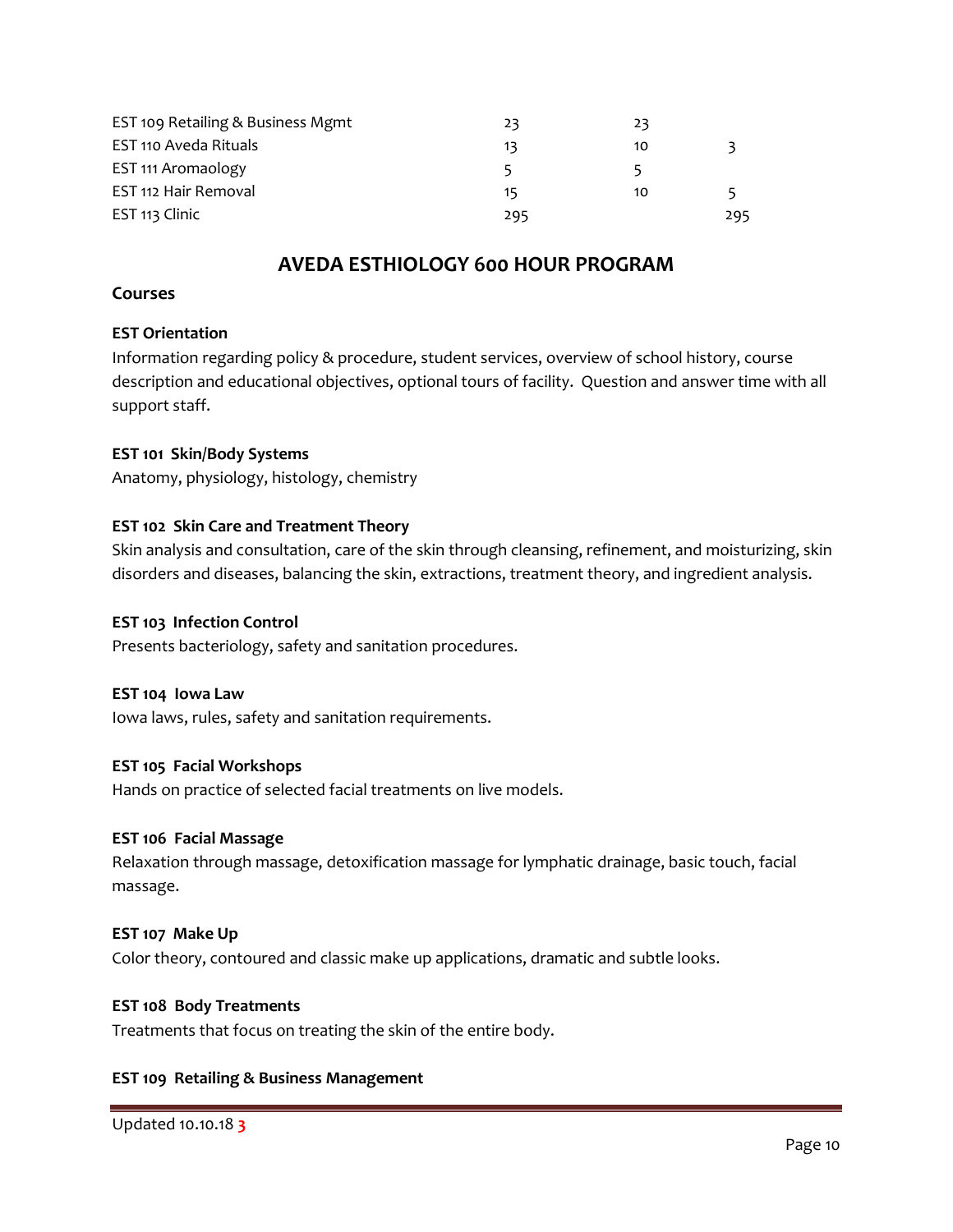| | | | |
|---|---|---|---|
| EST 109 Retailing & Business Mgmt | 23 | 23 | |
| EST 110 Aveda Rituals | 13 | 10 | 3 |
| EST 111 Aromaology | 5 | 5 | |
| EST 112 Hair Removal | 15 | 10 | 5 |
| EST 113 Clinic | 295 | | 295 |

## AVEDA ESTHIOLOGY 600 HOUR PROGRAM

### Courses

**EST Orientation**

Information regarding policy & procedure, student services, overview of school history, course description and educational objectives, optional tours of facility. Question and answer time with all support staff.

**EST 101 Skin/Body Systems**

Anatomy, physiology, histology, chemistry

**EST 102 Skin Care and Treatment Theory**

Skin analysis and consultation, care of the skin through cleansing, refinement, and moisturizing, skin disorders and diseases, balancing the skin, extractions, treatment theory, and ingredient analysis.

**EST 103 Infection Control**

Presents bacteriology, safety and sanitation procedures.

**EST 104 Iowa Law**

Iowa laws, rules, safety and sanitation requirements.

**EST 105 Facial Workshops**

Hands on practice of selected facial treatments on live models.

**EST 106 Facial Massage**

Relaxation through massage, detoxification massage for lymphatic drainage, basic touch, facial massage.

**EST 107 Make Up**

Color theory, contoured and classic make up applications, dramatic and subtle looks.

**EST 108 Body Treatments**

Treatments that focus on treating the skin of the entire body.

**EST 109 Retailing & Business Management**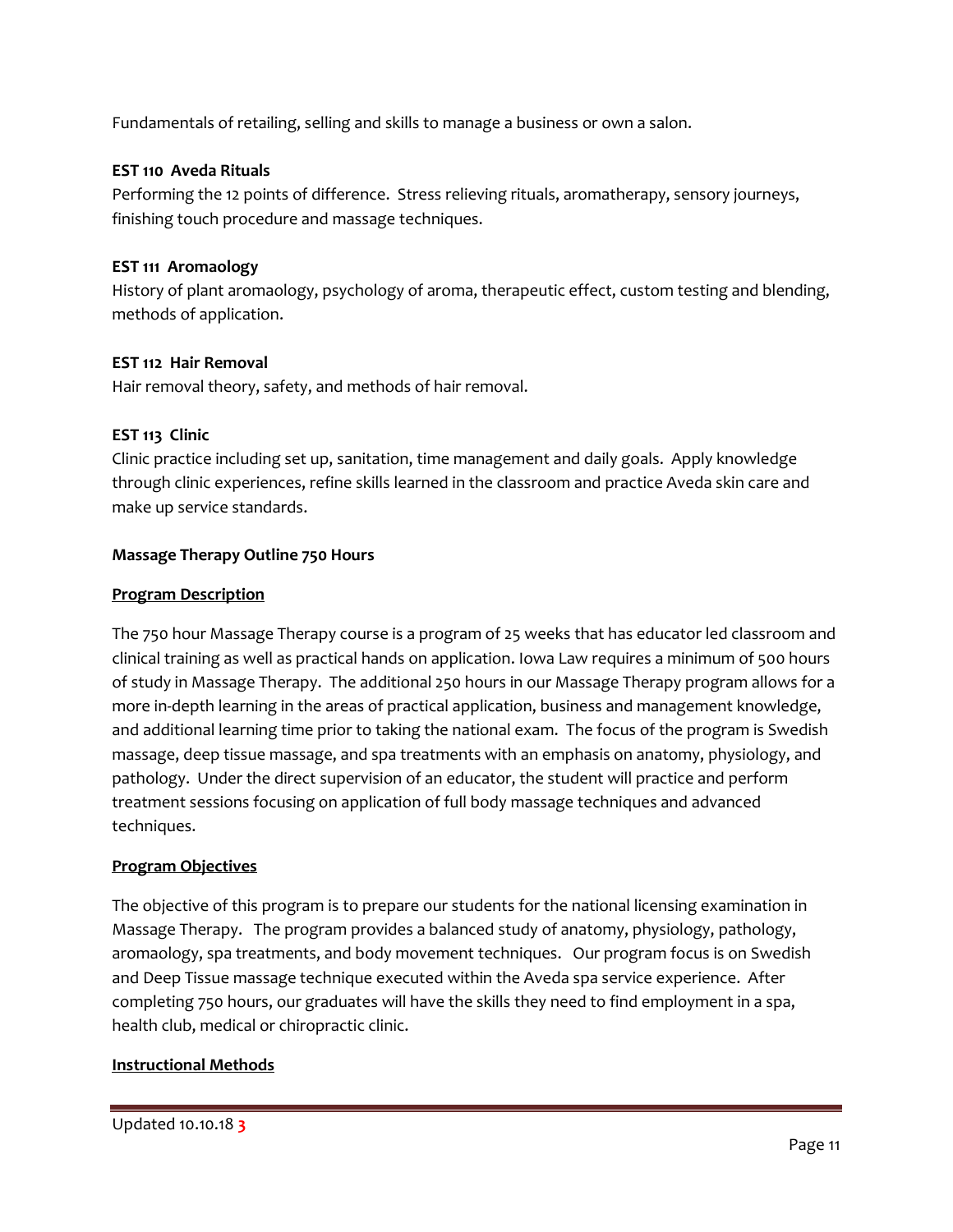Fundamentals of retailing, selling and skills to manage a business or own a salon.

**EST 110 Aveda Rituals**

Performing the 12 points of difference. Stress relieving rituals, aromatherapy, sensory journeys, finishing touch procedure and massage techniques.

**EST 111 Aromaology**

History of plant aromaology, psychology of aroma, therapeutic effect, custom testing and blending, methods of application.

**EST 112 Hair Removal**

Hair removal theory, safety, and methods of hair removal.

**EST 113 Clinic**

Clinic practice including set up, sanitation, time management and daily goals. Apply knowledge through clinic experiences, refine skills learned in the classroom and practice Aveda skin care and make up service standards.

**Massage Therapy Outline 750 Hours**

**Program Description**

The 750 hour Massage Therapy course is a program of 25 weeks that has educator led classroom and clinical training as well as practical hands on application. Iowa Law requires a minimum of 500 hours of study in Massage Therapy. The additional 250 hours in our Massage Therapy program allows for a more in-depth learning in the areas of practical application, business and management knowledge, and additional learning time prior to taking the national exam. The focus of the program is Swedish massage, deep tissue massage, and spa treatments with an emphasis on anatomy, physiology, and pathology. Under the direct supervision of an educator, the student will practice and perform treatment sessions focusing on application of full body massage techniques and advanced techniques.

**Program Objectives**

The objective of this program is to prepare our students for the national licensing examination in Massage Therapy. The program provides a balanced study of anatomy, physiology, pathology, aromaology, spa treatments, and body movement techniques. Our program focus is on Swedish and Deep Tissue massage technique executed within the Aveda spa service experience. After completing 750 hours, our graduates will have the skills they need to find employment in a spa, health club, medical or chiropractic clinic.

**Instructional Methods**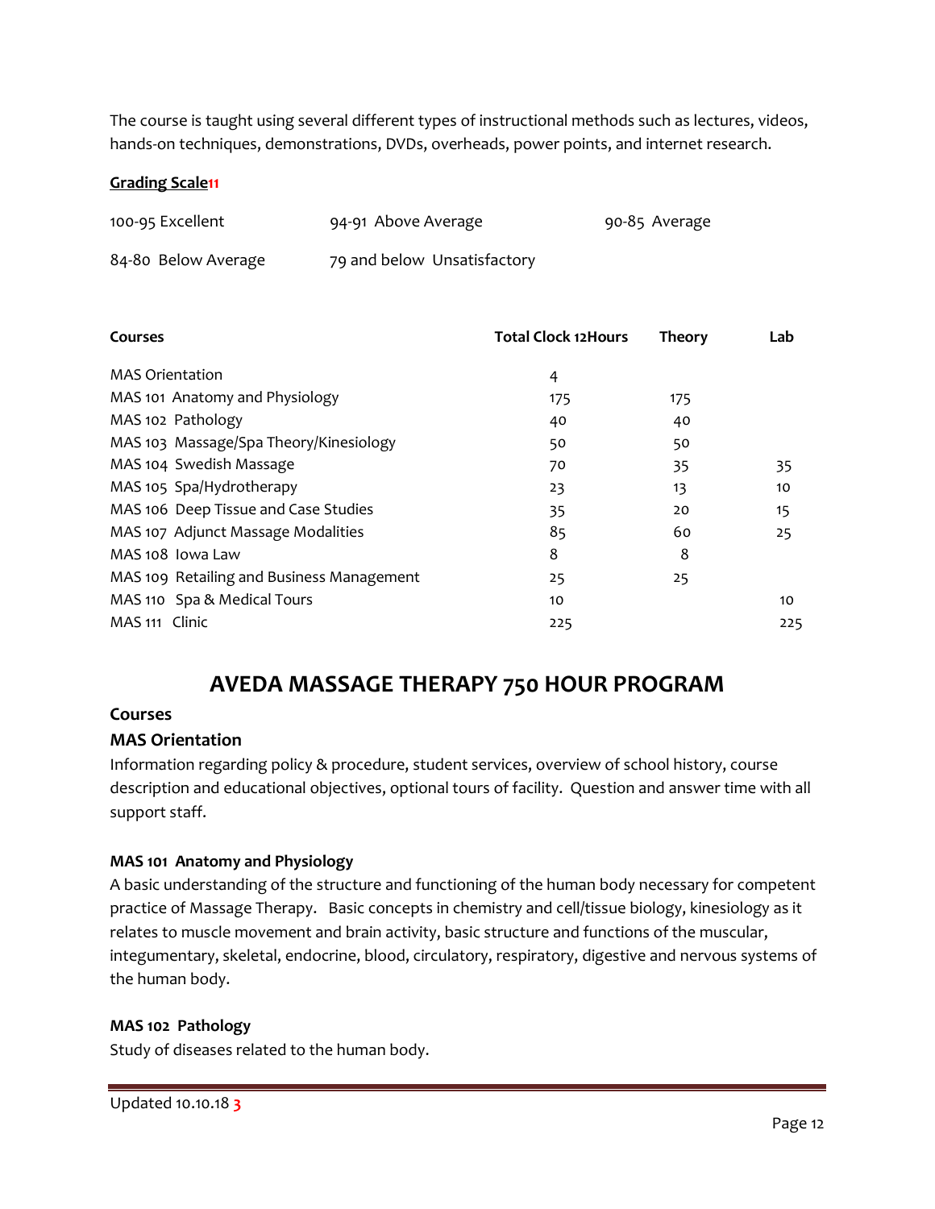The course is taught using several different types of instructional methods such as lectures, videos, hands-on techniques, demonstrations, DVDs, overheads, power points, and internet research.

**Grading Scale**[11]

| | | |
|---|---|---|
| 100-95 Excellent | 94-91 Above Average | 90-85 Average |
| 84-80 Below Average | 79 and below Unsatisfactory | |

| Courses | Total Clock [12]Hours | Theory | Lab |
|---|---|---|---|
| MAS Orientation | 4 | | |
| MAS 101 Anatomy and Physiology | 175 | 175 | |
| MAS 102 Pathology | 40 | 40 | |
| MAS 103 Massage/Spa Theory/Kinesiology | 50 | 50 | |
| MAS 104 Swedish Massage | 70 | 35 | 35 |
| MAS 105 Spa/Hydrotherapy | 23 | 13 | 10 |
| MAS 106 Deep Tissue and Case Studies | 35 | 20 | 15 |
| MAS 107 Adjunct Massage Modalities | 85 | 60 | 25 |
| MAS 108 Iowa Law | 8 | 8 | |
| MAS 109 Retailing and Business Management | 25 | 25 | |
| MAS 110 Spa & Medical Tours | 10 | | 10 |
| MAS 111 Clinic | 225 | | 225 |

# AVEDA MASSAGE THERAPY 750 HOUR PROGRAM

### Courses

### MAS Orientation

Information regarding policy & procedure, student services, overview of school history, course description and educational objectives, optional tours of facility. Question and answer time with all support staff.

#### MAS 101 Anatomy and Physiology

A basic understanding of the structure and functioning of the human body necessary for competent practice of Massage Therapy. Basic concepts in chemistry and cell/tissue biology, kinesiology as it relates to muscle movement and brain activity, basic structure and functions of the muscular, integumentary, skeletal, endocrine, blood, circulatory, respiratory, digestive and nervous systems of the human body.

#### MAS 102 Pathology

Study of diseases related to the human body.

Updated 10.10.18 [3]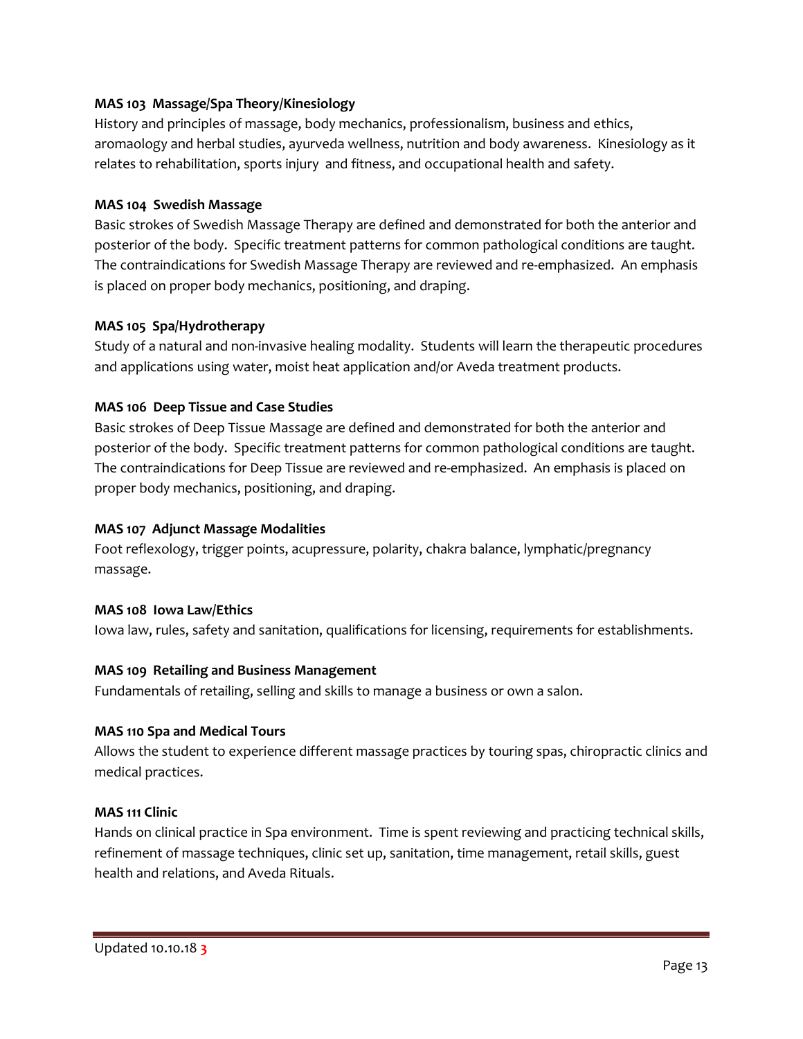**MAS 103 Massage/Spa Theory/Kinesiology**

History and principles of massage, body mechanics, professionalism, business and ethics, aromaology and herbal studies, ayurveda wellness, nutrition and body awareness. Kinesiology as it relates to rehabilitation, sports injury and fitness, and occupational health and safety.

**MAS 104 Swedish Massage**

Basic strokes of Swedish Massage Therapy are defined and demonstrated for both the anterior and posterior of the body. Specific treatment patterns for common pathological conditions are taught. The contraindications for Swedish Massage Therapy are reviewed and re-emphasized. An emphasis is placed on proper body mechanics, positioning, and draping.

**MAS 105 Spa/Hydrotherapy**

Study of a natural and non-invasive healing modality. Students will learn the therapeutic procedures and applications using water, moist heat application and/or Aveda treatment products.

**MAS 106 Deep Tissue and Case Studies**

Basic strokes of Deep Tissue Massage are defined and demonstrated for both the anterior and posterior of the body. Specific treatment patterns for common pathological conditions are taught. The contraindications for Deep Tissue are reviewed and re-emphasized. An emphasis is placed on proper body mechanics, positioning, and draping.

**MAS 107 Adjunct Massage Modalities**

Foot reflexology, trigger points, acupressure, polarity, chakra balance, lymphatic/pregnancy massage.

**MAS 108 Iowa Law/Ethics**

Iowa law, rules, safety and sanitation, qualifications for licensing, requirements for establishments.

**MAS 109 Retailing and Business Management**

Fundamentals of retailing, selling and skills to manage a business or own a salon.

**MAS 110 Spa and Medical Tours**

Allows the student to experience different massage practices by touring spas, chiropractic clinics and medical practices.

**MAS 111 Clinic**

Hands on clinical practice in Spa environment. Time is spent reviewing and practicing technical skills, refinement of massage techniques, clinic set up, sanitation, time management, retail skills, guest health and relations, and Aveda Rituals.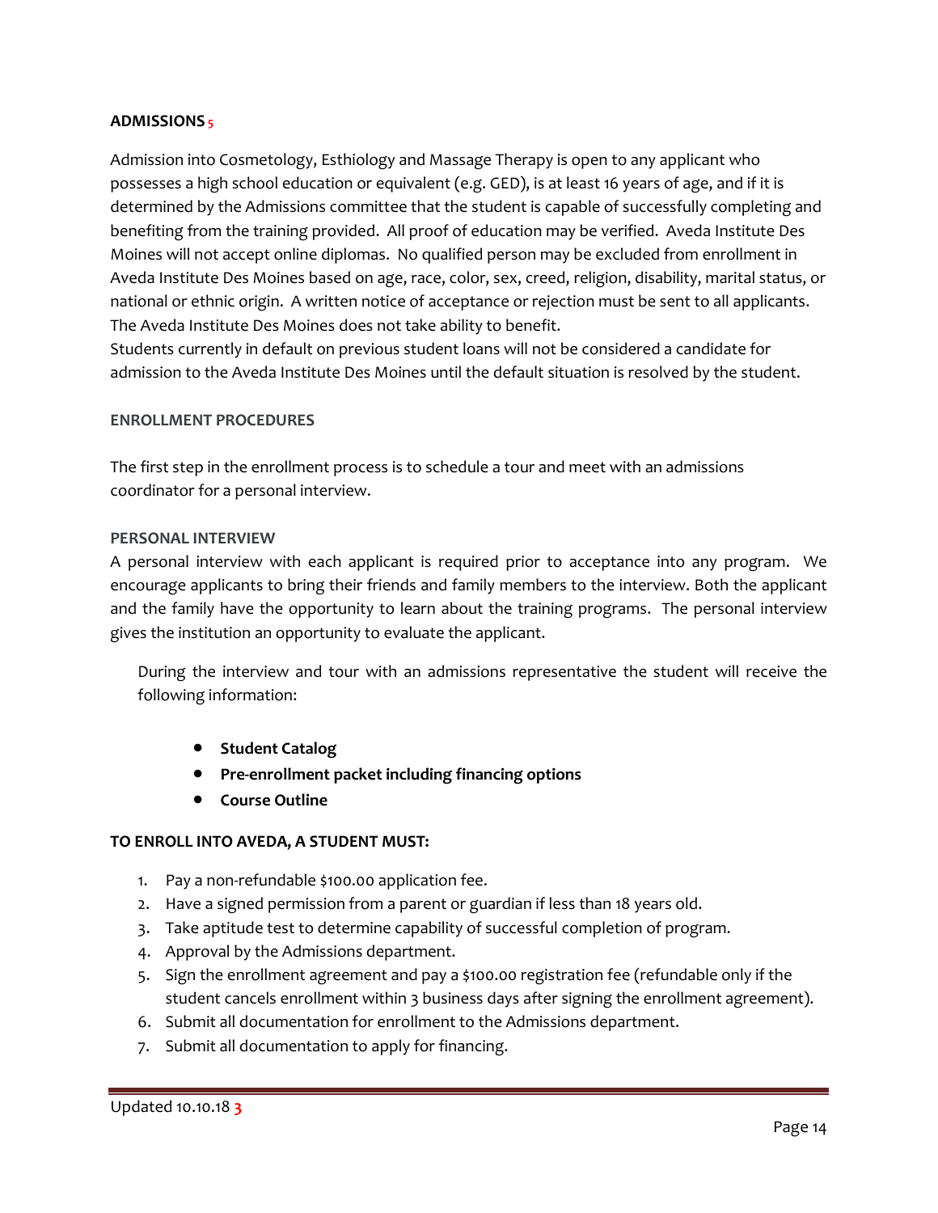**ADMISSIONS** 5

Admission into Cosmetology, Esthiology and Massage Therapy is open to any applicant who possesses a high school education or equivalent (e.g. GED), is at least 16 years of age, and if it is determined by the Admissions committee that the student is capable of successfully completing and benefiting from the training provided. All proof of education may be verified. Aveda Institute Des Moines will not accept online diplomas. No qualified person may be excluded from enrollment in Aveda Institute Des Moines based on age, race, color, sex, creed, religion, disability, marital status, or national or ethnic origin. A written notice of acceptance or rejection must be sent to all applicants. The Aveda Institute Des Moines does not take ability to benefit.
Students currently in default on previous student loans will not be considered a candidate for admission to the Aveda Institute Des Moines until the default situation is resolved by the student.

**ENROLLMENT PROCEDURES**

The first step in the enrollment process is to schedule a tour and meet with an admissions coordinator for a personal interview.

**PERSONAL INTERVIEW**

A personal interview with each applicant is required prior to acceptance into any program. We encourage applicants to bring their friends and family members to the interview. Both the applicant and the family have the opportunity to learn about the training programs. The personal interview gives the institution an opportunity to evaluate the applicant.

During the interview and tour with an admissions representative the student will receive the following information:

- **Student Catalog**
- **Pre-enrollment packet including financing options**
- **Course Outline**

**TO ENROLL INTO AVEDA, A STUDENT MUST:**

1. Pay a non-refundable $100.00 application fee.
2. Have a signed permission from a parent or guardian if less than 18 years old.
3. Take aptitude test to determine capability of successful completion of program.
4. Approval by the Admissions department.
5. Sign the enrollment agreement and pay a $100.00 registration fee (refundable only if the student cancels enrollment within 3 business days after signing the enrollment agreement).
6. Submit all documentation for enrollment to the Admissions department.
7. Submit all documentation to apply for financing.

Updated 10.10.18 3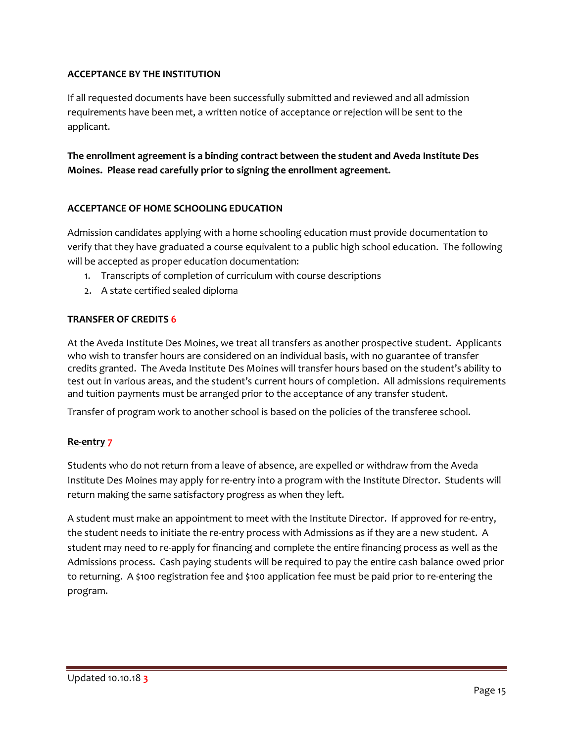**ACCEPTANCE BY THE INSTITUTION**

If all requested documents have been successfully submitted and reviewed and all admission requirements have been met, a written notice of acceptance or rejection will be sent to the applicant.

**The enrollment agreement is a binding contract between the student and Aveda Institute Des Moines. Please read carefully prior to signing the enrollment agreement.**

**ACCEPTANCE OF HOME SCHOOLING EDUCATION**

Admission candidates applying with a home schooling education must provide documentation to verify that they have graduated a course equivalent to a public high school education. The following will be accepted as proper education documentation:

1. Transcripts of completion of curriculum with course descriptions
2. A state certified sealed diploma

**TRANSFER OF CREDITS 6**

At the Aveda Institute Des Moines, we treat all transfers as another prospective student. Applicants who wish to transfer hours are considered on an individual basis, with no guarantee of transfer credits granted. The Aveda Institute Des Moines will transfer hours based on the student's ability to test out in various areas, and the student's current hours of completion. All admissions requirements and tuition payments must be arranged prior to the acceptance of any transfer student.

Transfer of program work to another school is based on the policies of the transferee school.

**Re-entry 7**

Students who do not return from a leave of absence, are expelled or withdraw from the Aveda Institute Des Moines may apply for re-entry into a program with the Institute Director. Students will return making the same satisfactory progress as when they left.

A student must make an appointment to meet with the Institute Director. If approved for re-entry, the student needs to initiate the re-entry process with Admissions as if they are a new student. A student may need to re-apply for financing and complete the entire financing process as well as the Admissions process. Cash paying students will be required to pay the entire cash balance owed prior to returning. A $100 registration fee and $100 application fee must be paid prior to re-entering the program.

Updated 10.10.18 3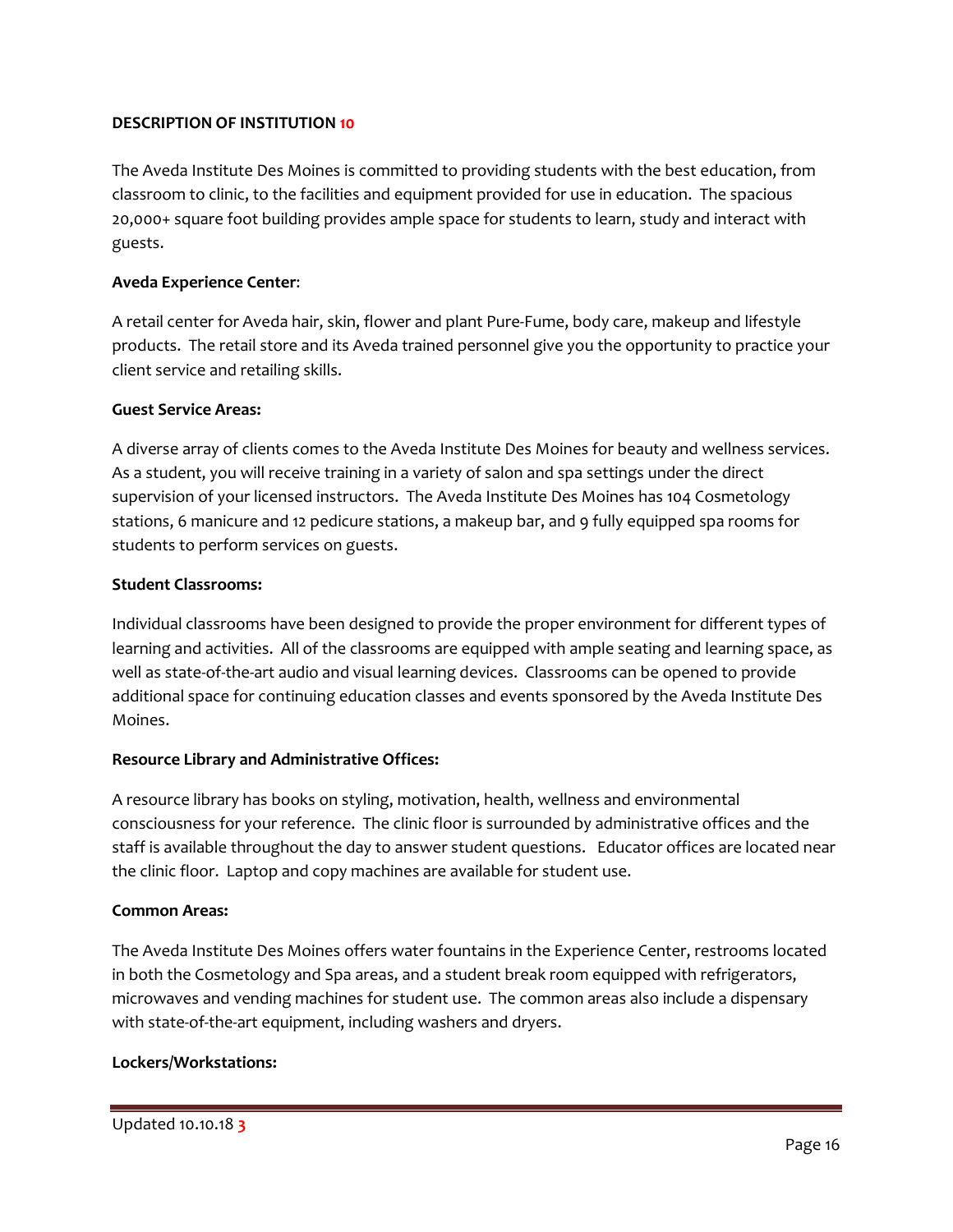## DESCRIPTION OF INSTITUTION 10

The Aveda Institute Des Moines is committed to providing students with the best education, from classroom to clinic, to the facilities and equipment provided for use in education. The spacious 20,000+ square foot building provides ample space for students to learn, study and interact with guests.

**Aveda Experience Center**:

A retail center for Aveda hair, skin, flower and plant Pure-Fume, body care, makeup and lifestyle products. The retail store and its Aveda trained personnel give you the opportunity to practice your client service and retailing skills.

**Guest Service Areas:**

A diverse array of clients comes to the Aveda Institute Des Moines for beauty and wellness services. As a student, you will receive training in a variety of salon and spa settings under the direct supervision of your licensed instructors. The Aveda Institute Des Moines has 104 Cosmetology stations, 6 manicure and 12 pedicure stations, a makeup bar, and 9 fully equipped spa rooms for students to perform services on guests.

**Student Classrooms:**

Individual classrooms have been designed to provide the proper environment for different types of learning and activities. All of the classrooms are equipped with ample seating and learning space, as well as state-of-the-art audio and visual learning devices. Classrooms can be opened to provide additional space for continuing education classes and events sponsored by the Aveda Institute Des Moines.

**Resource Library and Administrative Offices:**

A resource library has books on styling, motivation, health, wellness and environmental consciousness for your reference. The clinic floor is surrounded by administrative offices and the staff is available throughout the day to answer student questions. Educator offices are located near the clinic floor. Laptop and copy machines are available for student use.

**Common Areas:**

The Aveda Institute Des Moines offers water fountains in the Experience Center, restrooms located in both the Cosmetology and Spa areas, and a student break room equipped with refrigerators, microwaves and vending machines for student use. The common areas also include a dispensary with state-of-the-art equipment, including washers and dryers.

**Lockers/Workstations:**

Updated 10.10.18 3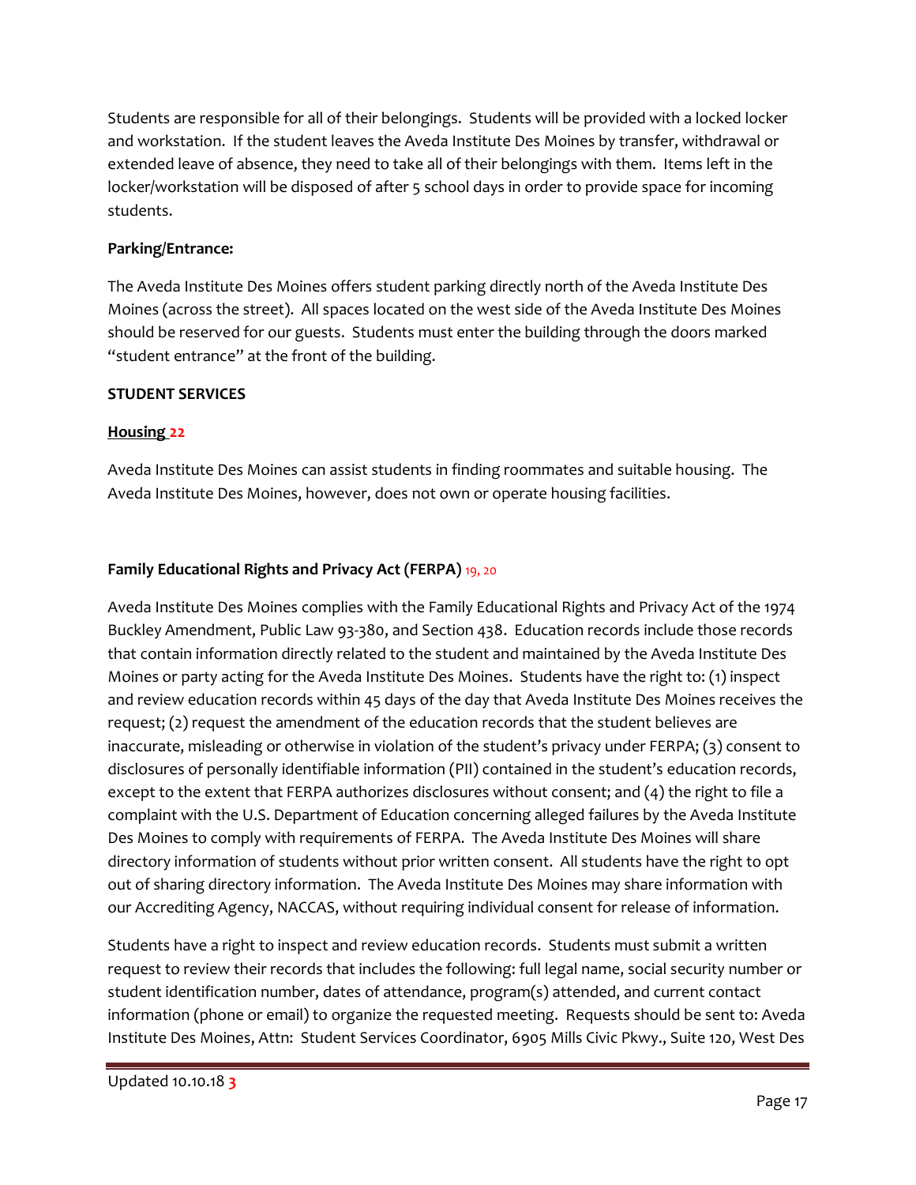Students are responsible for all of their belongings. Students will be provided with a locked locker and workstation. If the student leaves the Aveda Institute Des Moines by transfer, withdrawal or extended leave of absence, they need to take all of their belongings with them. Items left in the locker/workstation will be disposed of after 5 school days in order to provide space for incoming students.

**Parking/Entrance:**

The Aveda Institute Des Moines offers student parking directly north of the Aveda Institute Des Moines (across the street). All spaces located on the west side of the Aveda Institute Des Moines should be reserved for our guests. Students must enter the building through the doors marked "student entrance" at the front of the building.

**STUDENT SERVICES**

**Housing 22**

Aveda Institute Des Moines can assist students in finding roommates and suitable housing. The Aveda Institute Des Moines, however, does not own or operate housing facilities.

**Family Educational Rights and Privacy Act (FERPA)** 19, 20

Aveda Institute Des Moines complies with the Family Educational Rights and Privacy Act of the 1974 Buckley Amendment, Public Law 93-380, and Section 438. Education records include those records that contain information directly related to the student and maintained by the Aveda Institute Des Moines or party acting for the Aveda Institute Des Moines. Students have the right to: (1) inspect and review education records within 45 days of the day that Aveda Institute Des Moines receives the request; (2) request the amendment of the education records that the student believes are inaccurate, misleading or otherwise in violation of the student's privacy under FERPA; (3) consent to disclosures of personally identifiable information (PII) contained in the student's education records, except to the extent that FERPA authorizes disclosures without consent; and (4) the right to file a complaint with the U.S. Department of Education concerning alleged failures by the Aveda Institute Des Moines to comply with requirements of FERPA. The Aveda Institute Des Moines will share directory information of students without prior written consent. All students have the right to opt out of sharing directory information. The Aveda Institute Des Moines may share information with our Accrediting Agency, NACCAS, without requiring individual consent for release of information.

Students have a right to inspect and review education records. Students must submit a written request to review their records that includes the following: full legal name, social security number or student identification number, dates of attendance, program(s) attended, and current contact information (phone or email) to organize the requested meeting. Requests should be sent to: Aveda Institute Des Moines, Attn: Student Services Coordinator, 6905 Mills Civic Pkwy., Suite 120, West Des

Updated 10.10.18 3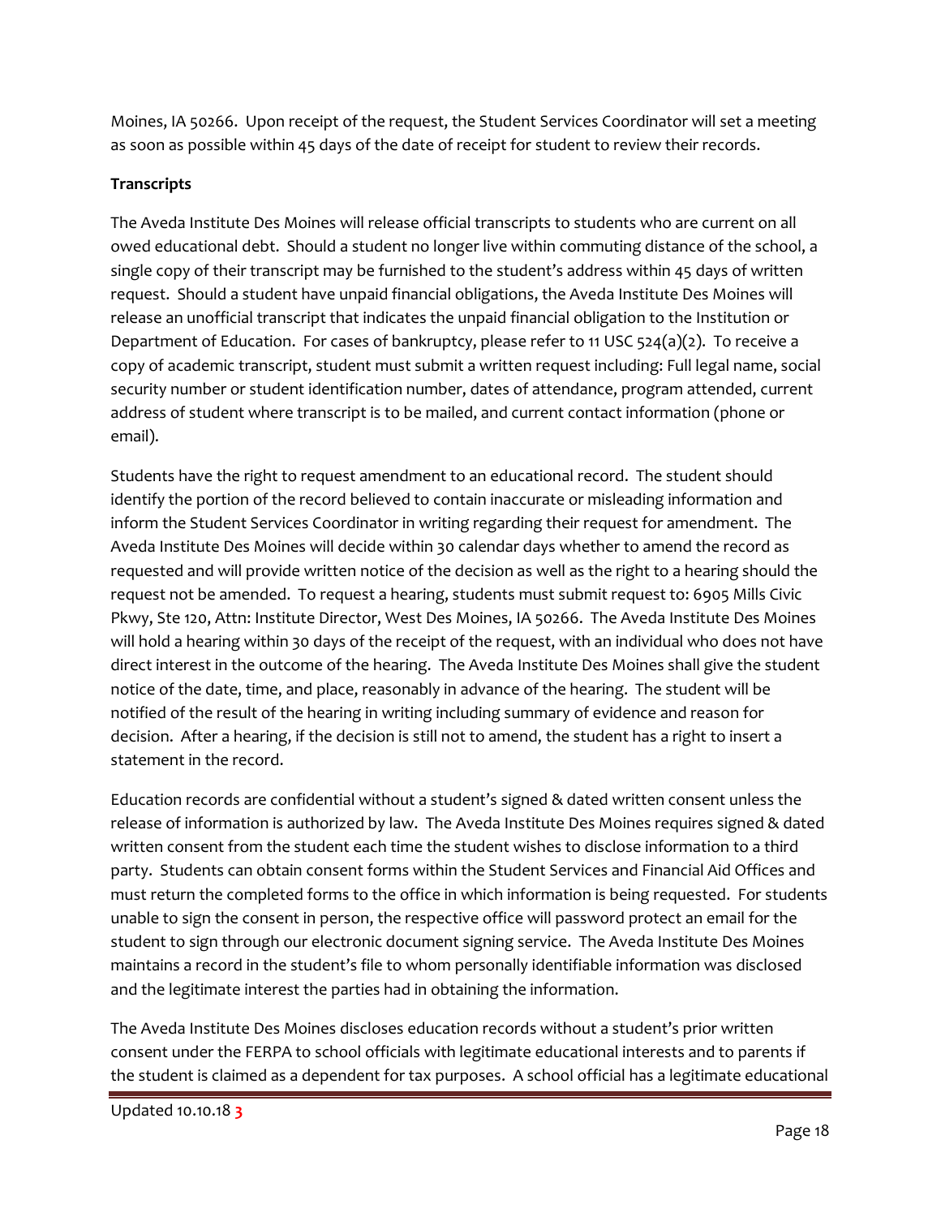Moines, IA 50266. Upon receipt of the request, the Student Services Coordinator will set a meeting as soon as possible within 45 days of the date of receipt for student to review their records.

**Transcripts**

The Aveda Institute Des Moines will release official transcripts to students who are current on all owed educational debt. Should a student no longer live within commuting distance of the school, a single copy of their transcript may be furnished to the student's address within 45 days of written request. Should a student have unpaid financial obligations, the Aveda Institute Des Moines will release an unofficial transcript that indicates the unpaid financial obligation to the Institution or Department of Education. For cases of bankruptcy, please refer to 11 USC 524(a)(2). To receive a copy of academic transcript, student must submit a written request including: Full legal name, social security number or student identification number, dates of attendance, program attended, current address of student where transcript is to be mailed, and current contact information (phone or email).

Students have the right to request amendment to an educational record. The student should identify the portion of the record believed to contain inaccurate or misleading information and inform the Student Services Coordinator in writing regarding their request for amendment. The Aveda Institute Des Moines will decide within 30 calendar days whether to amend the record as requested and will provide written notice of the decision as well as the right to a hearing should the request not be amended. To request a hearing, students must submit request to: 6905 Mills Civic Pkwy, Ste 120, Attn: Institute Director, West Des Moines, IA 50266. The Aveda Institute Des Moines will hold a hearing within 30 days of the receipt of the request, with an individual who does not have direct interest in the outcome of the hearing. The Aveda Institute Des Moines shall give the student notice of the date, time, and place, reasonably in advance of the hearing. The student will be notified of the result of the hearing in writing including summary of evidence and reason for decision. After a hearing, if the decision is still not to amend, the student has a right to insert a statement in the record.

Education records are confidential without a student's signed & dated written consent unless the release of information is authorized by law. The Aveda Institute Des Moines requires signed & dated written consent from the student each time the student wishes to disclose information to a third party. Students can obtain consent forms within the Student Services and Financial Aid Offices and must return the completed forms to the office in which information is being requested. For students unable to sign the consent in person, the respective office will password protect an email for the student to sign through our electronic document signing service. The Aveda Institute Des Moines maintains a record in the student's file to whom personally identifiable information was disclosed and the legitimate interest the parties had in obtaining the information.

The Aveda Institute Des Moines discloses education records without a student's prior written consent under the FERPA to school officials with legitimate educational interests and to parents if the student is claimed as a dependent for tax purposes. A school official has a legitimate educational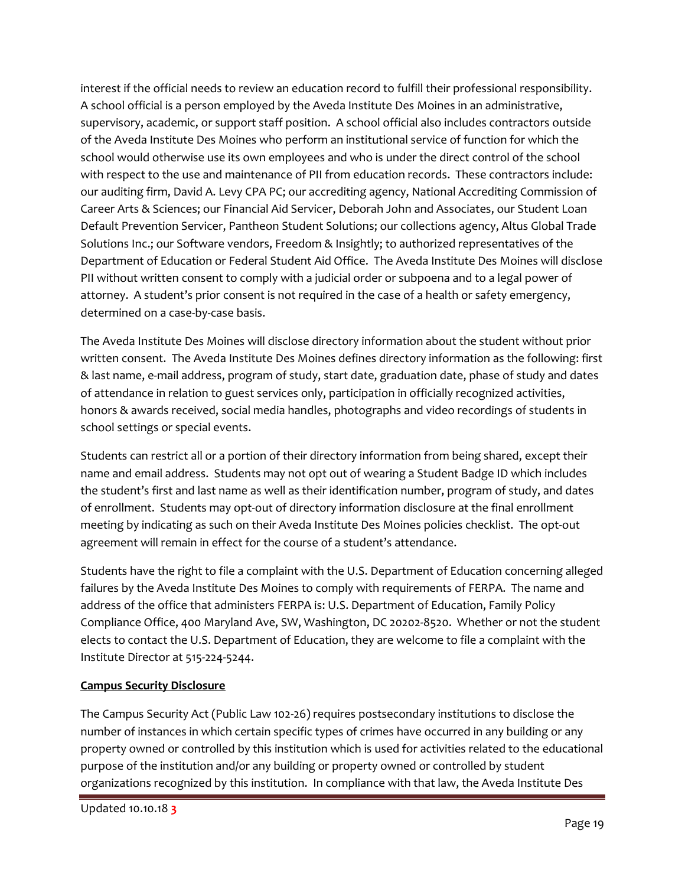interest if the official needs to review an education record to fulfill their professional responsibility. A school official is a person employed by the Aveda Institute Des Moines in an administrative, supervisory, academic, or support staff position. A school official also includes contractors outside of the Aveda Institute Des Moines who perform an institutional service of function for which the school would otherwise use its own employees and who is under the direct control of the school with respect to the use and maintenance of PII from education records. These contractors include: our auditing firm, David A. Levy CPA PC; our accrediting agency, National Accrediting Commission of Career Arts & Sciences; our Financial Aid Servicer, Deborah John and Associates, our Student Loan Default Prevention Servicer, Pantheon Student Solutions; our collections agency, Altus Global Trade Solutions Inc.; our Software vendors, Freedom & Insightly; to authorized representatives of the Department of Education or Federal Student Aid Office. The Aveda Institute Des Moines will disclose PII without written consent to comply with a judicial order or subpoena and to a legal power of attorney. A student's prior consent is not required in the case of a health or safety emergency, determined on a case-by-case basis.

The Aveda Institute Des Moines will disclose directory information about the student without prior written consent. The Aveda Institute Des Moines defines directory information as the following: first & last name, e-mail address, program of study, start date, graduation date, phase of study and dates of attendance in relation to guest services only, participation in officially recognized activities, honors & awards received, social media handles, photographs and video recordings of students in school settings or special events.

Students can restrict all or a portion of their directory information from being shared, except their name and email address. Students may not opt out of wearing a Student Badge ID which includes the student's first and last name as well as their identification number, program of study, and dates of enrollment. Students may opt-out of directory information disclosure at the final enrollment meeting by indicating as such on their Aveda Institute Des Moines policies checklist. The opt-out agreement will remain in effect for the course of a student's attendance.

Students have the right to file a complaint with the U.S. Department of Education concerning alleged failures by the Aveda Institute Des Moines to comply with requirements of FERPA. The name and address of the office that administers FERPA is: U.S. Department of Education, Family Policy Compliance Office, 400 Maryland Ave, SW, Washington, DC 20202-8520. Whether or not the student elects to contact the U.S. Department of Education, they are welcome to file a complaint with the Institute Director at 515-224-5244.

**Campus Security Disclosure**

The Campus Security Act (Public Law 102-26) requires postsecondary institutions to disclose the number of instances in which certain specific types of crimes have occurred in any building or any property owned or controlled by this institution which is used for activities related to the educational purpose of the institution and/or any building or property owned or controlled by student organizations recognized by this institution. In compliance with that law, the Aveda Institute Des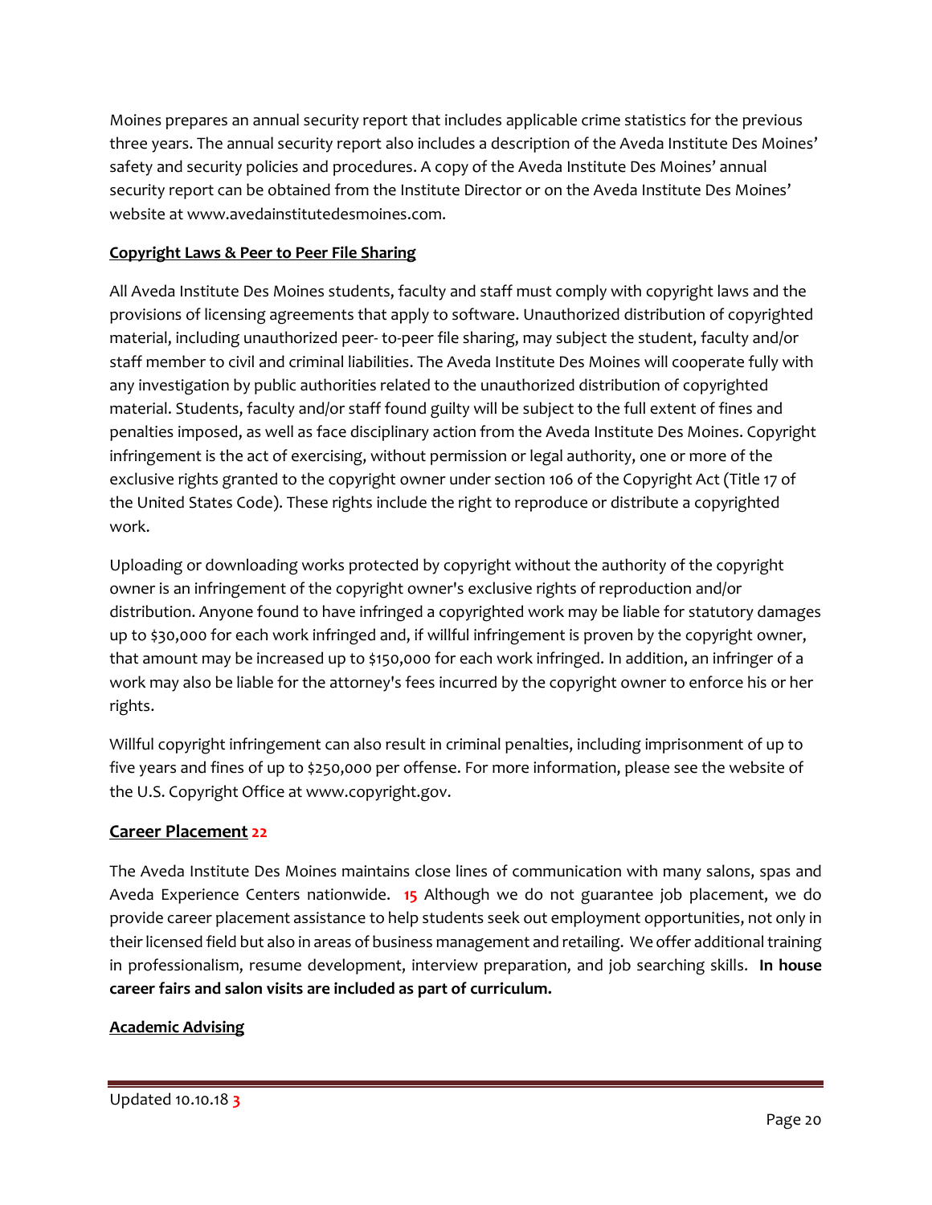Moines prepares an annual security report that includes applicable crime statistics for the previous three years. The annual security report also includes a description of the Aveda Institute Des Moines' safety and security policies and procedures. A copy of the Aveda Institute Des Moines' annual security report can be obtained from the Institute Director or on the Aveda Institute Des Moines' website at www.avedainstitutedesmoines.com.

## Copyright Laws & Peer to Peer File Sharing

All Aveda Institute Des Moines students, faculty and staff must comply with copyright laws and the provisions of licensing agreements that apply to software. Unauthorized distribution of copyrighted material, including unauthorized peer- to-peer file sharing, may subject the student, faculty and/or staff member to civil and criminal liabilities. The Aveda Institute Des Moines will cooperate fully with any investigation by public authorities related to the unauthorized distribution of copyrighted material. Students, faculty and/or staff found guilty will be subject to the full extent of fines and penalties imposed, as well as face disciplinary action from the Aveda Institute Des Moines. Copyright infringement is the act of exercising, without permission or legal authority, one or more of the exclusive rights granted to the copyright owner under section 106 of the Copyright Act (Title 17 of the United States Code). These rights include the right to reproduce or distribute a copyrighted work.

Uploading or downloading works protected by copyright without the authority of the copyright owner is an infringement of the copyright owner's exclusive rights of reproduction and/or distribution. Anyone found to have infringed a copyrighted work may be liable for statutory damages up to $30,000 for each work infringed and, if willful infringement is proven by the copyright owner, that amount may be increased up to $150,000 for each work infringed. In addition, an infringer of a work may also be liable for the attorney's fees incurred by the copyright owner to enforce his or her rights.

Willful copyright infringement can also result in criminal penalties, including imprisonment of up to five years and fines of up to $250,000 per offense. For more information, please see the website of the U.S. Copyright Office at www.copyright.gov.

## Career Placement 22

The Aveda Institute Des Moines maintains close lines of communication with many salons, spas and Aveda Experience Centers nationwide. **15** Although we do not guarantee job placement, we do provide career placement assistance to help students seek out employment opportunities, not only in their licensed field but also in areas of business management and retailing. We offer additional training in professionalism, resume development, interview preparation, and job searching skills. **In house career fairs and salon visits are included as part of curriculum.**

## Academic Advising

Updated 10.10.18 3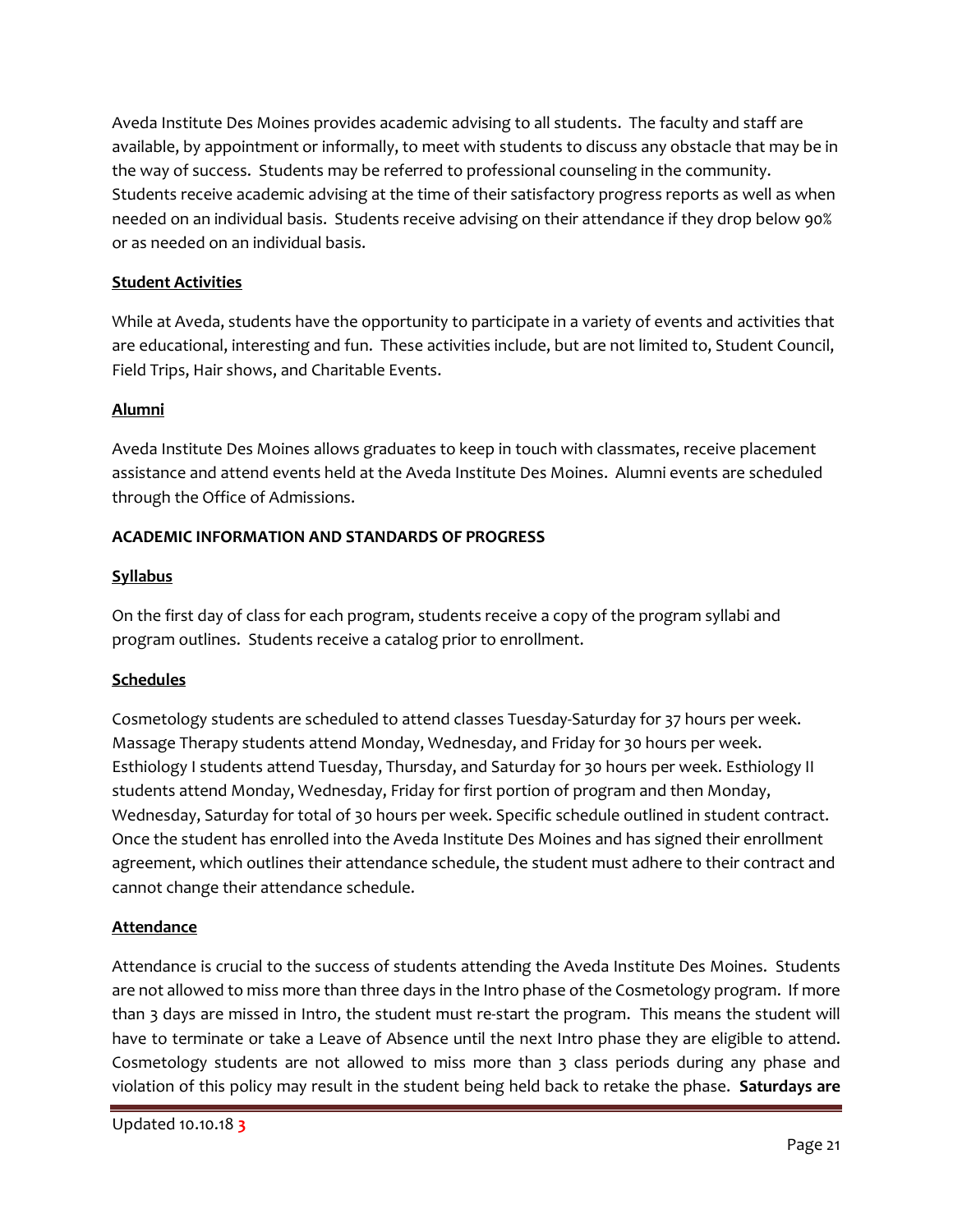Aveda Institute Des Moines provides academic advising to all students. The faculty and staff are available, by appointment or informally, to meet with students to discuss any obstacle that may be in the way of success. Students may be referred to professional counseling in the community. Students receive academic advising at the time of their satisfactory progress reports as well as when needed on an individual basis. Students receive advising on their attendance if they drop below 90% or as needed on an individual basis.

**Student Activities**

While at Aveda, students have the opportunity to participate in a variety of events and activities that are educational, interesting and fun. These activities include, but are not limited to, Student Council, Field Trips, Hair shows, and Charitable Events.

**Alumni**

Aveda Institute Des Moines allows graduates to keep in touch with classmates, receive placement assistance and attend events held at the Aveda Institute Des Moines. Alumni events are scheduled through the Office of Admissions.

## ACADEMIC INFORMATION AND STANDARDS OF PROGRESS

**Syllabus**

On the first day of class for each program, students receive a copy of the program syllabi and program outlines. Students receive a catalog prior to enrollment.

**Schedules**

Cosmetology students are scheduled to attend classes Tuesday-Saturday for 37 hours per week. Massage Therapy students attend Monday, Wednesday, and Friday for 30 hours per week. Esthiology I students attend Tuesday, Thursday, and Saturday for 30 hours per week. Esthiology II students attend Monday, Wednesday, Friday for first portion of program and then Monday, Wednesday, Saturday for total of 30 hours per week. Specific schedule outlined in student contract. Once the student has enrolled into the Aveda Institute Des Moines and has signed their enrollment agreement, which outlines their attendance schedule, the student must adhere to their contract and cannot change their attendance schedule.

**Attendance**

Attendance is crucial to the success of students attending the Aveda Institute Des Moines. Students are not allowed to miss more than three days in the Intro phase of the Cosmetology program. If more than 3 days are missed in Intro, the student must re-start the program. This means the student will have to terminate or take a Leave of Absence until the next Intro phase they are eligible to attend. Cosmetology students are not allowed to miss more than 3 class periods during any phase and violation of this policy may result in the student being held back to retake the phase. **Saturdays are**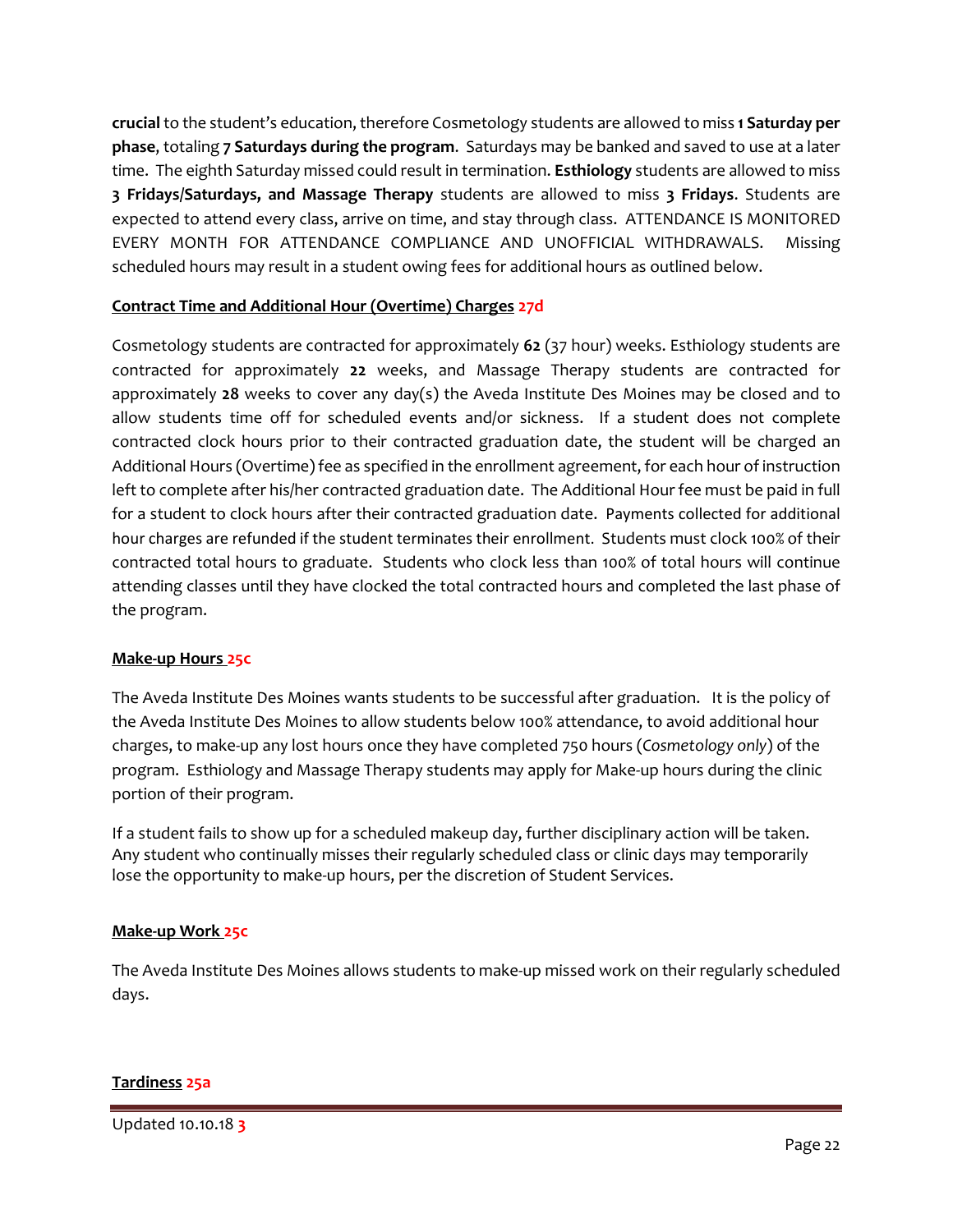**crucial** to the student's education, therefore Cosmetology students are allowed to miss **1 Saturday per phase**, totaling **7 Saturdays during the program**. Saturdays may be banked and saved to use at a later time. The eighth Saturday missed could result in termination. **Esthiology** students are allowed to miss **3 Fridays/Saturdays, and Massage Therapy** students are allowed to miss **3 Fridays**. Students are expected to attend every class, arrive on time, and stay through class. ATTENDANCE IS MONITORED EVERY MONTH FOR ATTENDANCE COMPLIANCE AND UNOFFICIAL WITHDRAWALS. Missing scheduled hours may result in a student owing fees for additional hours as outlined below.

**Contract Time and Additional Hour (Overtime) Charges 27d**

Cosmetology students are contracted for approximately **62** (37 hour) weeks. Esthiology students are contracted for approximately **22** weeks, and Massage Therapy students are contracted for approximately **28** weeks to cover any day(s) the Aveda Institute Des Moines may be closed and to allow students time off for scheduled events and/or sickness. If a student does not complete contracted clock hours prior to their contracted graduation date, the student will be charged an Additional Hours (Overtime) fee as specified in the enrollment agreement, for each hour of instruction left to complete after his/her contracted graduation date. The Additional Hour fee must be paid in full for a student to clock hours after their contracted graduation date. Payments collected for additional hour charges are refunded if the student terminates their enrollment. Students must clock 100% of their contracted total hours to graduate. Students who clock less than 100% of total hours will continue attending classes until they have clocked the total contracted hours and completed the last phase of the program.

**Make-up Hours 25c**

The Aveda Institute Des Moines wants students to be successful after graduation. It is the policy of the Aveda Institute Des Moines to allow students below 100% attendance, to avoid additional hour charges, to make-up any lost hours once they have completed 750 hours (*Cosmetology only*) of the program. Esthiology and Massage Therapy students may apply for Make-up hours during the clinic portion of their program.

If a student fails to show up for a scheduled makeup day, further disciplinary action will be taken. Any student who continually misses their regularly scheduled class or clinic days may temporarily lose the opportunity to make-up hours, per the discretion of Student Services.

**Make-up Work 25c**

The Aveda Institute Des Moines allows students to make-up missed work on their regularly scheduled days.

**Tardiness 25a**

Updated 10.10.18 3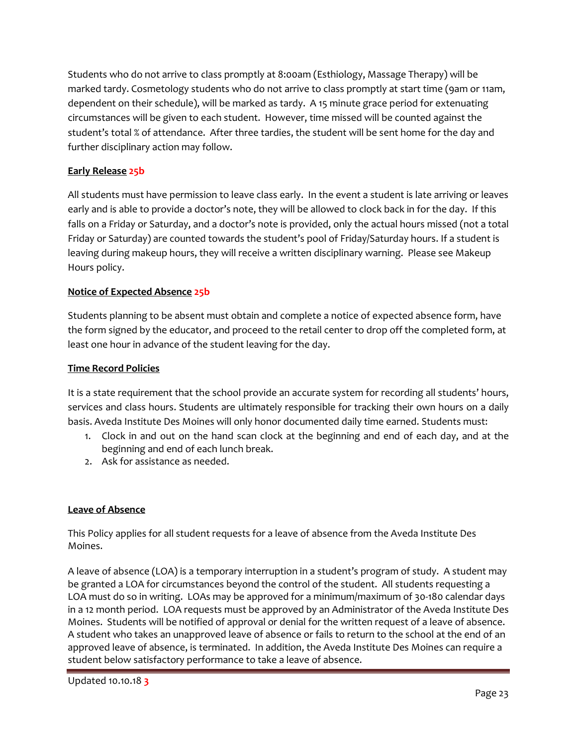Students who do not arrive to class promptly at 8:00am (Esthiology, Massage Therapy) will be marked tardy. Cosmetology students who do not arrive to class promptly at start time (9am or 11am, dependent on their schedule), will be marked as tardy. A 15 minute grace period for extenuating circumstances will be given to each student. However, time missed will be counted against the student's total % of attendance. After three tardies, the student will be sent home for the day and further disciplinary action may follow.

**Early Release** 25b

All students must have permission to leave class early. In the event a student is late arriving or leaves early and is able to provide a doctor's note, they will be allowed to clock back in for the day. If this falls on a Friday or Saturday, and a doctor's note is provided, only the actual hours missed (not a total Friday or Saturday) are counted towards the student's pool of Friday/Saturday hours. If a student is leaving during makeup hours, they will receive a written disciplinary warning. Please see Makeup Hours policy.

**Notice of Expected Absence** 25b

Students planning to be absent must obtain and complete a notice of expected absence form, have the form signed by the educator, and proceed to the retail center to drop off the completed form, at least one hour in advance of the student leaving for the day.

**Time Record Policies**

It is a state requirement that the school provide an accurate system for recording all students' hours, services and class hours. Students are ultimately responsible for tracking their own hours on a daily basis. Aveda Institute Des Moines will only honor documented daily time earned. Students must:

1. Clock in and out on the hand scan clock at the beginning and end of each day, and at the beginning and end of each lunch break.
2. Ask for assistance as needed.

**Leave of Absence**

This Policy applies for all student requests for a leave of absence from the Aveda Institute Des Moines.

A leave of absence (LOA) is a temporary interruption in a student's program of study. A student may be granted a LOA for circumstances beyond the control of the student. All students requesting a LOA must do so in writing. LOAs may be approved for a minimum/maximum of 30-180 calendar days in a 12 month period. LOA requests must be approved by an Administrator of the Aveda Institute Des Moines. Students will be notified of approval or denial for the written request of a leave of absence. A student who takes an unapproved leave of absence or fails to return to the school at the end of an approved leave of absence, is terminated. In addition, the Aveda Institute Des Moines can require a student below satisfactory performance to take a leave of absence.

Updated 10.10.18 3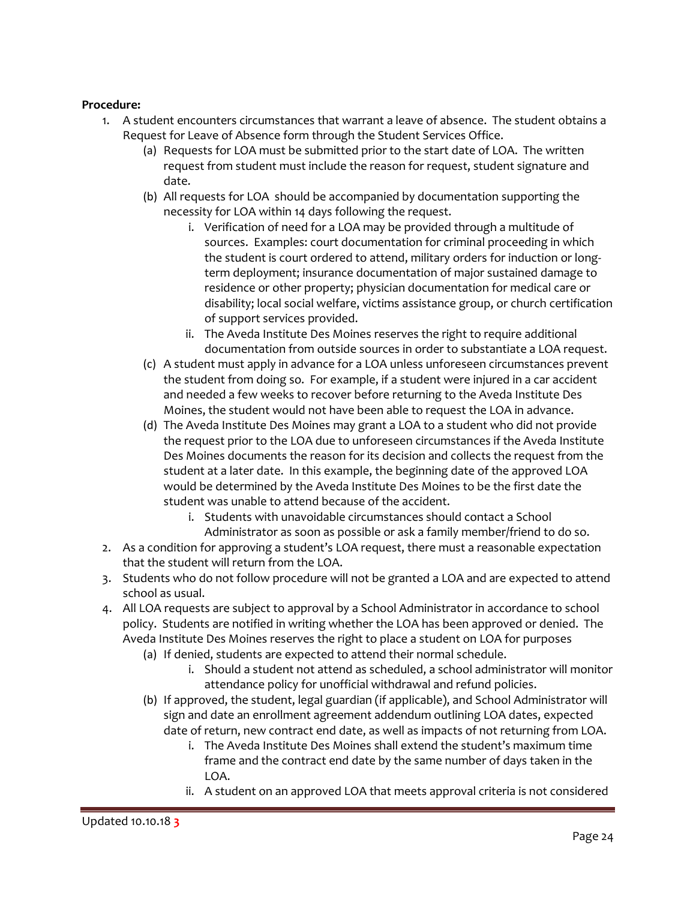**Procedure:**

1. A student encounters circumstances that warrant a leave of absence. The student obtains a Request for Leave of Absence form through the Student Services Office.
    (a) Requests for LOA must be submitted prior to the start date of LOA. The written request from student must include the reason for request, student signature and date.
    (b) All requests for LOA should be accompanied by documentation supporting the necessity for LOA within 14 days following the request.
        i. Verification of need for a LOA may be provided through a multitude of sources. Examples: court documentation for criminal proceeding in which the student is court ordered to attend, military orders for induction or long-term deployment; insurance documentation of major sustained damage to residence or other property; physician documentation for medical care or disability; local social welfare, victims assistance group, or church certification of support services provided.
        ii. The Aveda Institute Des Moines reserves the right to require additional documentation from outside sources in order to substantiate a LOA request.
    (c) A student must apply in advance for a LOA unless unforeseen circumstances prevent the student from doing so. For example, if a student were injured in a car accident and needed a few weeks to recover before returning to the Aveda Institute Des Moines, the student would not have been able to request the LOA in advance.
    (d) The Aveda Institute Des Moines may grant a LOA to a student who did not provide the request prior to the LOA due to unforeseen circumstances if the Aveda Institute Des Moines documents the reason for its decision and collects the request from the student at a later date. In this example, the beginning date of the approved LOA would be determined by the Aveda Institute Des Moines to be the first date the student was unable to attend because of the accident.
        i. Students with unavoidable circumstances should contact a School Administrator as soon as possible or ask a family member/friend to do so.
2. As a condition for approving a student's LOA request, there must a reasonable expectation that the student will return from the LOA.
3. Students who do not follow procedure will not be granted a LOA and are expected to attend school as usual.
4. All LOA requests are subject to approval by a School Administrator in accordance to school policy. Students are notified in writing whether the LOA has been approved or denied. The Aveda Institute Des Moines reserves the right to place a student on LOA for purposes
    (a) If denied, students are expected to attend their normal schedule.
        i. Should a student not attend as scheduled, a school administrator will monitor attendance policy for unofficial withdrawal and refund policies.
    (b) If approved, the student, legal guardian (if applicable), and School Administrator will sign and date an enrollment agreement addendum outlining LOA dates, expected date of return, new contract end date, as well as impacts of not returning from LOA.
        i. The Aveda Institute Des Moines shall extend the student's maximum time frame and the contract end date by the same number of days taken in the LOA.
        ii. A student on an approved LOA that meets approval criteria is not considered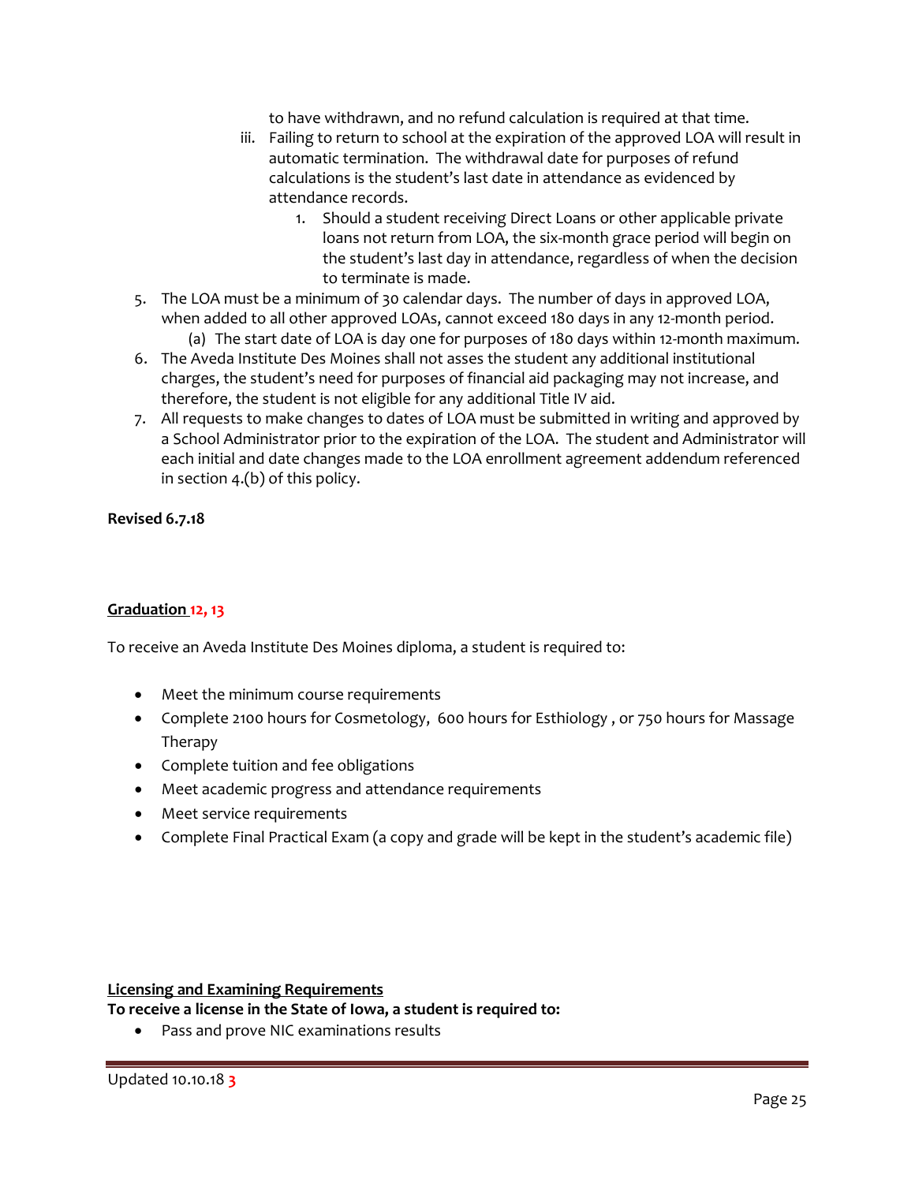to have withdrawn, and no refund calculation is required at that time.

iii. Failing to return to school at the expiration of the approved LOA will result in automatic termination. The withdrawal date for purposes of refund calculations is the student's last date in attendance as evidenced by attendance records.

1. Should a student receiving Direct Loans or other applicable private loans not return from LOA, the six-month grace period will begin on the student's last day in attendance, regardless of when the decision to terminate is made.

5. The LOA must be a minimum of 30 calendar days. The number of days in approved LOA, when added to all other approved LOAs, cannot exceed 180 days in any 12-month period.
   (a) The start date of LOA is day one for purposes of 180 days within 12-month maximum.
6. The Aveda Institute Des Moines shall not asses the student any additional institutional charges, the student's need for purposes of financial aid packaging may not increase, and therefore, the student is not eligible for any additional Title IV aid.
7. All requests to make changes to dates of LOA must be submitted in writing and approved by a School Administrator prior to the expiration of the LOA. The student and Administrator will each initial and date changes made to the LOA enrollment agreement addendum referenced in section 4.(b) of this policy.

**Revised 6.7.18**

## Graduation 12, 13

To receive an Aveda Institute Des Moines diploma, a student is required to:

- Meet the minimum course requirements
- Complete 2100 hours for Cosmetology, 600 hours for Esthiology , or 750 hours for Massage Therapy
- Complete tuition and fee obligations
- Meet academic progress and attendance requirements
- Meet service requirements
- Complete Final Practical Exam (a copy and grade will be kept in the student's academic file)

## Licensing and Examining Requirements

**To receive a license in the State of Iowa, a student is required to:**

- Pass and prove NIC examinations results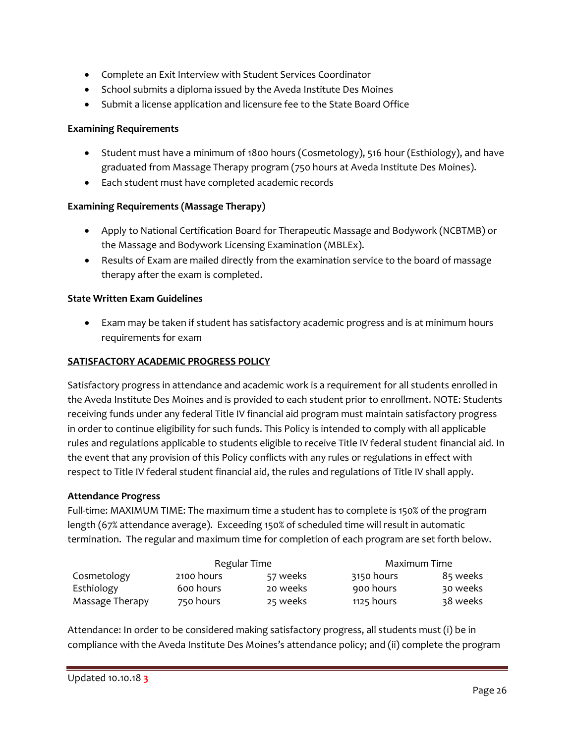- Complete an Exit Interview with Student Services Coordinator
- School submits a diploma issued by the Aveda Institute Des Moines
- Submit a license application and licensure fee to the State Board Office

**Examining Requirements**

- Student must have a minimum of 1800 hours (Cosmetology), 516 hour (Esthiology), and have graduated from Massage Therapy program (750 hours at Aveda Institute Des Moines).
- Each student must have completed academic records

**Examining Requirements (Massage Therapy)**

- Apply to National Certification Board for Therapeutic Massage and Bodywork (NCBTMB) or the Massage and Bodywork Licensing Examination (MBLEx).
- Results of Exam are mailed directly from the examination service to the board of massage therapy after the exam is completed.

**State Written Exam Guidelines**

- Exam may be taken if student has satisfactory academic progress and is at minimum hours requirements for exam

## SATISFACTORY ACADEMIC PROGRESS POLICY

Satisfactory progress in attendance and academic work is a requirement for all students enrolled in the Aveda Institute Des Moines and is provided to each student prior to enrollment. NOTE: Students receiving funds under any federal Title IV financial aid program must maintain satisfactory progress in order to continue eligibility for such funds. This Policy is intended to comply with all applicable rules and regulations applicable to students eligible to receive Title IV federal student financial aid. In the event that any provision of this Policy conflicts with any rules or regulations in effect with respect to Title IV federal student financial aid, the rules and regulations of Title IV shall apply.

**Attendance Progress**

Full-time: MAXIMUM TIME: The maximum time a student has to complete is 150% of the program length (67% attendance average). Exceeding 150% of scheduled time will result in automatic termination. The regular and maximum time for completion of each program are set forth below.

| | Regular Time | | Maximum Time | |
|---|---|---|---|---|
| Cosmetology | 2100 hours | 57 weeks | 3150 hours | 85 weeks |
| Esthiology | 600 hours | 20 weeks | 900 hours | 30 weeks |
| Massage Therapy | 750 hours | 25 weeks | 1125 hours | 38 weeks |

Attendance: In order to be considered making satisfactory progress, all students must (i) be in compliance with the Aveda Institute Des Moines's attendance policy; and (ii) complete the program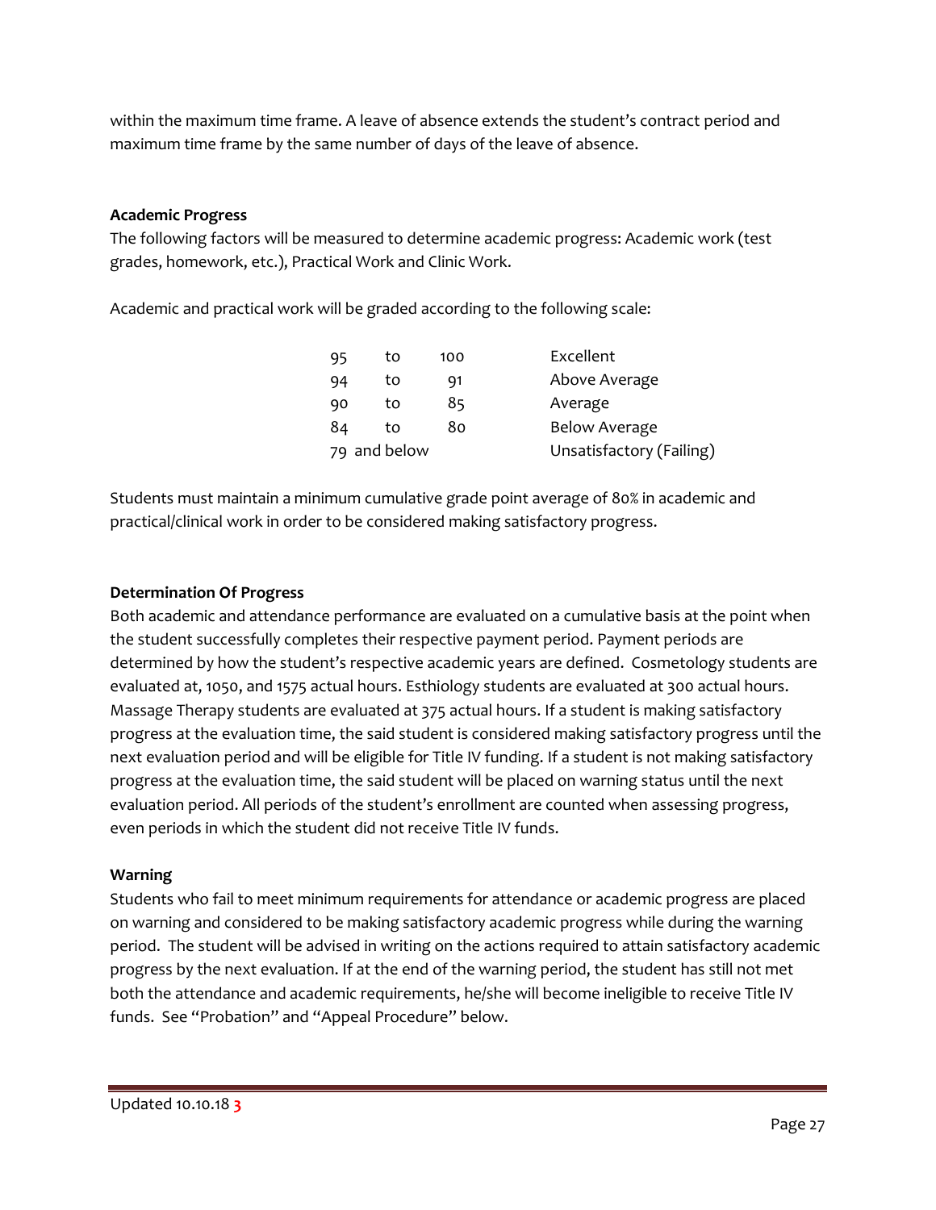within the maximum time frame. A leave of absence extends the student's contract period and maximum time frame by the same number of days of the leave of absence.

**Academic Progress**

The following factors will be measured to determine academic progress: Academic work (test grades, homework, etc.), Practical Work and Clinic Work.

Academic and practical work will be graded according to the following scale:

| | | | |
|---|---|---|---|
| 95 | to | 100 | Excellent |
| 94 | to | 91 | Above Average |
| 90 | to | 85 | Average |
| 84 | to | 80 | Below Average |
| 79 and below | | | Unsatisfactory (Failing) |

Students must maintain a minimum cumulative grade point average of 80% in academic and practical/clinical work in order to be considered making satisfactory progress.

**Determination Of Progress**

Both academic and attendance performance are evaluated on a cumulative basis at the point when the student successfully completes their respective payment period. Payment periods are determined by how the student's respective academic years are defined. Cosmetology students are evaluated at, 1050, and 1575 actual hours. Esthiology students are evaluated at 300 actual hours. Massage Therapy students are evaluated at 375 actual hours. If a student is making satisfactory progress at the evaluation time, the said student is considered making satisfactory progress until the next evaluation period and will be eligible for Title IV funding. If a student is not making satisfactory progress at the evaluation time, the said student will be placed on warning status until the next evaluation period. All periods of the student's enrollment are counted when assessing progress, even periods in which the student did not receive Title IV funds.

**Warning**

Students who fail to meet minimum requirements for attendance or academic progress are placed on warning and considered to be making satisfactory academic progress while during the warning period. The student will be advised in writing on the actions required to attain satisfactory academic progress by the next evaluation. If at the end of the warning period, the student has still not met both the attendance and academic requirements, he/she will become ineligible to receive Title IV funds. See "Probation" and "Appeal Procedure" below.

Updated 10.10.18 **3**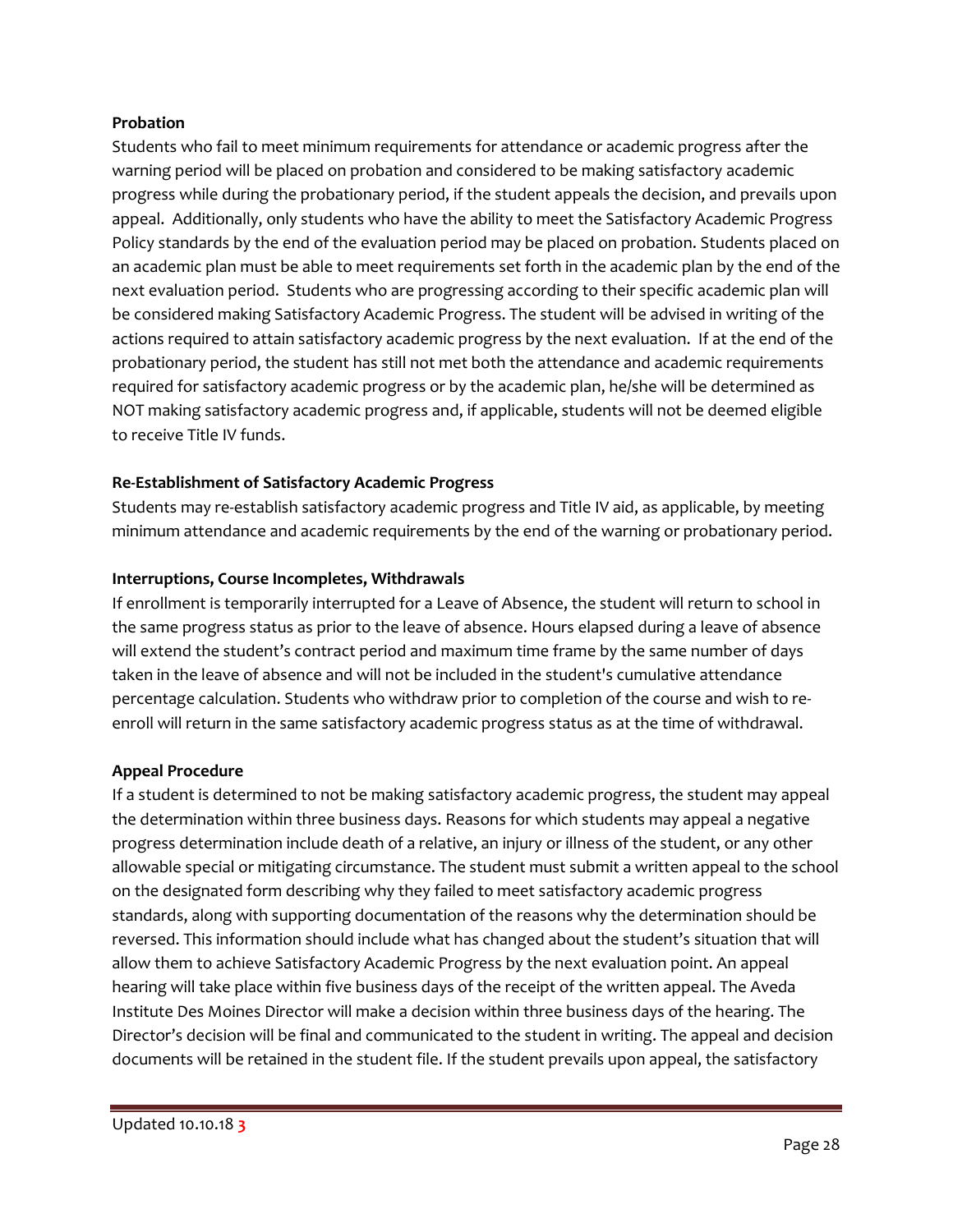**Probation**

Students who fail to meet minimum requirements for attendance or academic progress after the warning period will be placed on probation and considered to be making satisfactory academic progress while during the probationary period, if the student appeals the decision, and prevails upon appeal. Additionally, only students who have the ability to meet the Satisfactory Academic Progress Policy standards by the end of the evaluation period may be placed on probation. Students placed on an academic plan must be able to meet requirements set forth in the academic plan by the end of the next evaluation period. Students who are progressing according to their specific academic plan will be considered making Satisfactory Academic Progress. The student will be advised in writing of the actions required to attain satisfactory academic progress by the next evaluation. If at the end of the probationary period, the student has still not met both the attendance and academic requirements required for satisfactory academic progress or by the academic plan, he/she will be determined as NOT making satisfactory academic progress and, if applicable, students will not be deemed eligible to receive Title IV funds.

**Re-Establishment of Satisfactory Academic Progress**

Students may re-establish satisfactory academic progress and Title IV aid, as applicable, by meeting minimum attendance and academic requirements by the end of the warning or probationary period.

**Interruptions, Course Incompletes, Withdrawals**

If enrollment is temporarily interrupted for a Leave of Absence, the student will return to school in the same progress status as prior to the leave of absence. Hours elapsed during a leave of absence will extend the student's contract period and maximum time frame by the same number of days taken in the leave of absence and will not be included in the student's cumulative attendance percentage calculation. Students who withdraw prior to completion of the course and wish to re-enroll will return in the same satisfactory academic progress status as at the time of withdrawal.

**Appeal Procedure**

If a student is determined to not be making satisfactory academic progress, the student may appeal the determination within three business days. Reasons for which students may appeal a negative progress determination include death of a relative, an injury or illness of the student, or any other allowable special or mitigating circumstance. The student must submit a written appeal to the school on the designated form describing why they failed to meet satisfactory academic progress standards, along with supporting documentation of the reasons why the determination should be reversed. This information should include what has changed about the student's situation that will allow them to achieve Satisfactory Academic Progress by the next evaluation point. An appeal hearing will take place within five business days of the receipt of the written appeal. The Aveda Institute Des Moines Director will make a decision within three business days of the hearing. The Director's decision will be final and communicated to the student in writing. The appeal and decision documents will be retained in the student file. If the student prevails upon appeal, the satisfactory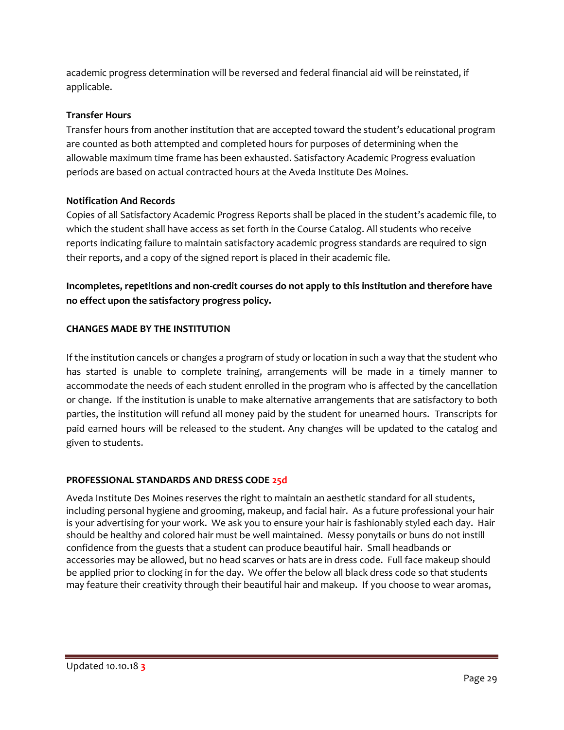academic progress determination will be reversed and federal financial aid will be reinstated, if applicable.

**Transfer Hours**

Transfer hours from another institution that are accepted toward the student's educational program are counted as both attempted and completed hours for purposes of determining when the allowable maximum time frame has been exhausted. Satisfactory Academic Progress evaluation periods are based on actual contracted hours at the Aveda Institute Des Moines.

**Notification And Records**

Copies of all Satisfactory Academic Progress Reports shall be placed in the student's academic file, to which the student shall have access as set forth in the Course Catalog. All students who receive reports indicating failure to maintain satisfactory academic progress standards are required to sign their reports, and a copy of the signed report is placed in their academic file.

**Incompletes, repetitions and non-credit courses do not apply to this institution and therefore have no effect upon the satisfactory progress policy.**

**CHANGES MADE BY THE INSTITUTION**

If the institution cancels or changes a program of study or location in such a way that the student who has started is unable to complete training, arrangements will be made in a timely manner to accommodate the needs of each student enrolled in the program who is affected by the cancellation or change. If the institution is unable to make alternative arrangements that are satisfactory to both parties, the institution will refund all money paid by the student for unearned hours. Transcripts for paid earned hours will be released to the student. Any changes will be updated to the catalog and given to students.

**PROFESSIONAL STANDARDS AND DRESS CODE 25d**

Aveda Institute Des Moines reserves the right to maintain an aesthetic standard for all students, including personal hygiene and grooming, makeup, and facial hair. As a future professional your hair is your advertising for your work. We ask you to ensure your hair is fashionably styled each day. Hair should be healthy and colored hair must be well maintained. Messy ponytails or buns do not instill confidence from the guests that a student can produce beautiful hair. Small headbands or accessories may be allowed, but no head scarves or hats are in dress code. Full face makeup should be applied prior to clocking in for the day. We offer the below all black dress code so that students may feature their creativity through their beautiful hair and makeup. If you choose to wear aromas,

Updated 10.10.18 3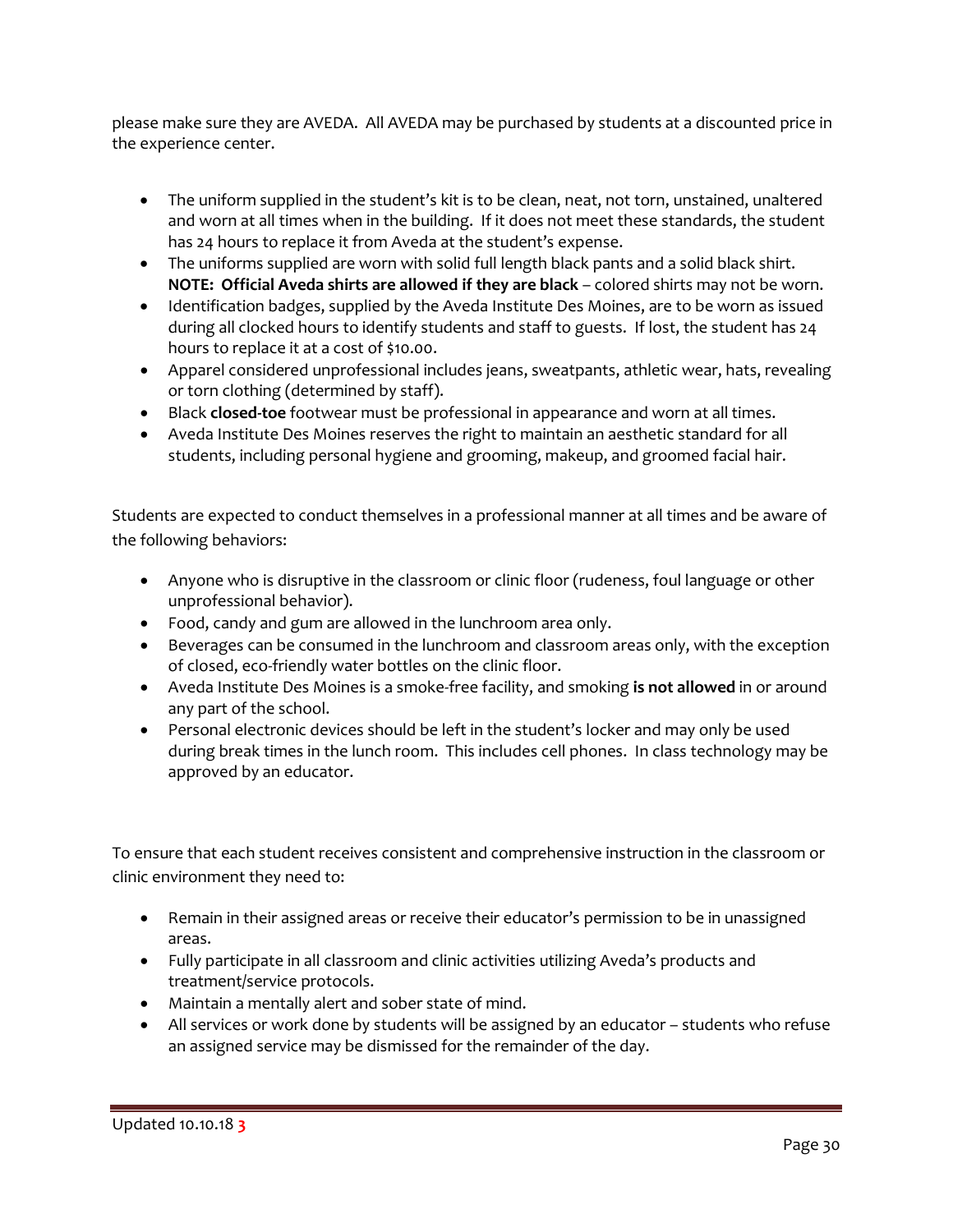please make sure they are AVEDA. All AVEDA may be purchased by students at a discounted price in the experience center.

- The uniform supplied in the student's kit is to be clean, neat, not torn, unstained, unaltered and worn at all times when in the building. If it does not meet these standards, the student has 24 hours to replace it from Aveda at the student's expense.
- The uniforms supplied are worn with solid full length black pants and a solid black shirt. **NOTE: Official Aveda shirts are allowed if they are black** – colored shirts may not be worn.
- Identification badges, supplied by the Aveda Institute Des Moines, are to be worn as issued during all clocked hours to identify students and staff to guests. If lost, the student has 24 hours to replace it at a cost of $10.00.
- Apparel considered unprofessional includes jeans, sweatpants, athletic wear, hats, revealing or torn clothing (determined by staff).
- Black **closed-toe** footwear must be professional in appearance and worn at all times.
- Aveda Institute Des Moines reserves the right to maintain an aesthetic standard for all students, including personal hygiene and grooming, makeup, and groomed facial hair.

Students are expected to conduct themselves in a professional manner at all times and be aware of the following behaviors:

- Anyone who is disruptive in the classroom or clinic floor (rudeness, foul language or other unprofessional behavior).
- Food, candy and gum are allowed in the lunchroom area only.
- Beverages can be consumed in the lunchroom and classroom areas only, with the exception of closed, eco-friendly water bottles on the clinic floor.
- Aveda Institute Des Moines is a smoke-free facility, and smoking **is not allowed** in or around any part of the school.
- Personal electronic devices should be left in the student's locker and may only be used during break times in the lunch room. This includes cell phones. In class technology may be approved by an educator.

To ensure that each student receives consistent and comprehensive instruction in the classroom or clinic environment they need to:

- Remain in their assigned areas or receive their educator's permission to be in unassigned areas.
- Fully participate in all classroom and clinic activities utilizing Aveda's products and treatment/service protocols.
- Maintain a mentally alert and sober state of mind.
- All services or work done by students will be assigned by an educator – students who refuse an assigned service may be dismissed for the remainder of the day.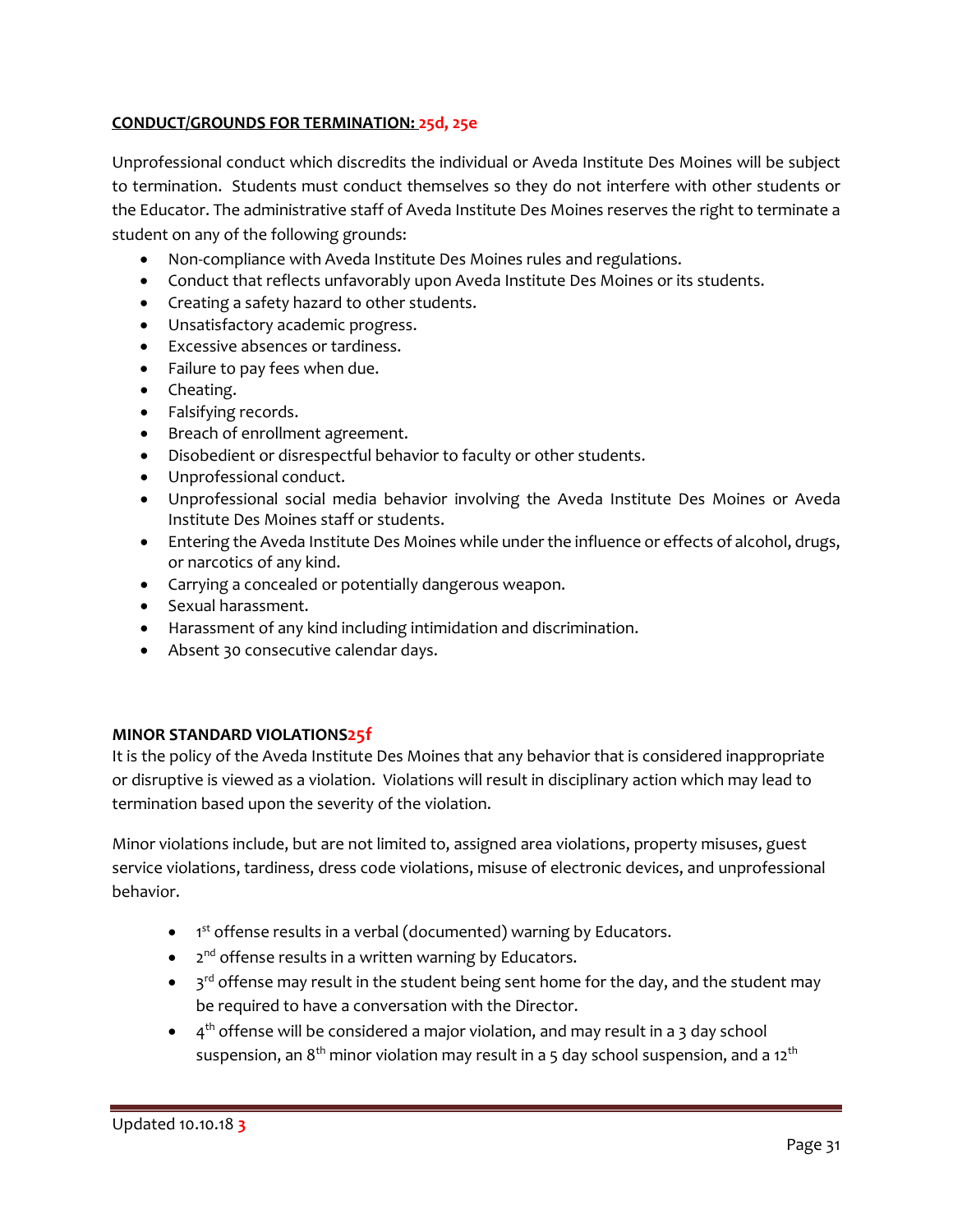**CONDUCT/GROUNDS FOR TERMINATION: 25d, 25e**

Unprofessional conduct which discredits the individual or Aveda Institute Des Moines will be subject to termination. Students must conduct themselves so they do not interfere with other students or the Educator. The administrative staff of Aveda Institute Des Moines reserves the right to terminate a student on any of the following grounds:

- Non-compliance with Aveda Institute Des Moines rules and regulations.
- Conduct that reflects unfavorably upon Aveda Institute Des Moines or its students.
- Creating a safety hazard to other students.
- Unsatisfactory academic progress.
- Excessive absences or tardiness.
- Failure to pay fees when due.
- Cheating.
- Falsifying records.
- Breach of enrollment agreement.
- Disobedient or disrespectful behavior to faculty or other students.
- Unprofessional conduct.
- Unprofessional social media behavior involving the Aveda Institute Des Moines or Aveda Institute Des Moines staff or students.
- Entering the Aveda Institute Des Moines while under the influence or effects of alcohol, drugs, or narcotics of any kind.
- Carrying a concealed or potentially dangerous weapon.
- Sexual harassment.
- Harassment of any kind including intimidation and discrimination.
- Absent 30 consecutive calendar days.

**MINOR STANDARD VIOLATIONS25f**

It is the policy of the Aveda Institute Des Moines that any behavior that is considered inappropriate or disruptive is viewed as a violation. Violations will result in disciplinary action which may lead to termination based upon the severity of the violation.

Minor violations include, but are not limited to, assigned area violations, property misuses, guest service violations, tardiness, dress code violations, misuse of electronic devices, and unprofessional behavior.

- 1st offense results in a verbal (documented) warning by Educators.
- 2nd offense results in a written warning by Educators.
- 3rd offense may result in the student being sent home for the day, and the student may be required to have a conversation with the Director.
- 4th offense will be considered a major violation, and may result in a 3 day school suspension, an 8th minor violation may result in a 5 day school suspension, and a 12th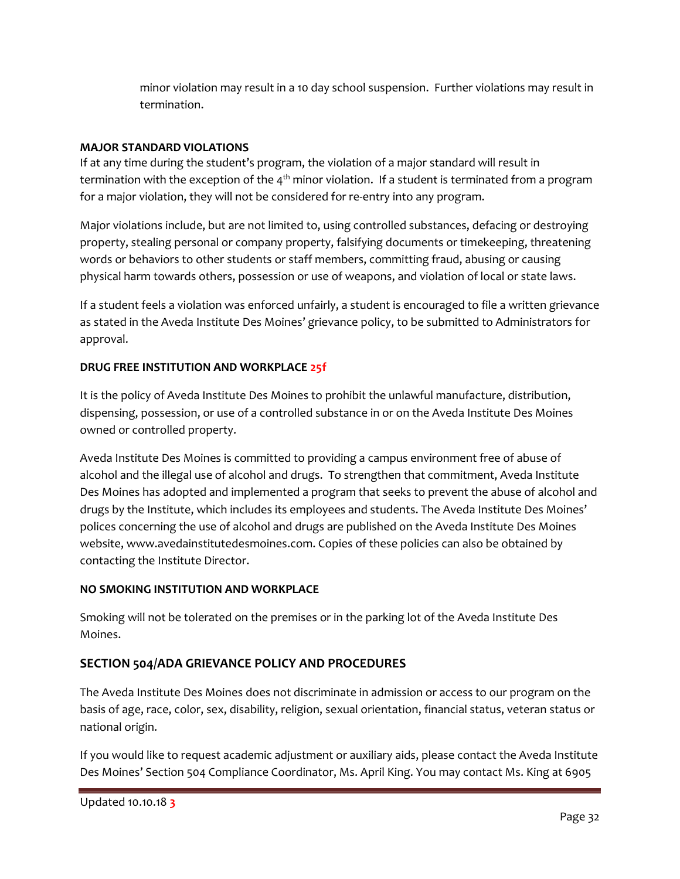minor violation may result in a 10 day school suspension. Further violations may result in termination.

**MAJOR STANDARD VIOLATIONS**

If at any time during the student's program, the violation of a major standard will result in termination with the exception of the 4th minor violation. If a student is terminated from a program for a major violation, they will not be considered for re-entry into any program.

Major violations include, but are not limited to, using controlled substances, defacing or destroying property, stealing personal or company property, falsifying documents or timekeeping, threatening words or behaviors to other students or staff members, committing fraud, abusing or causing physical harm towards others, possession or use of weapons, and violation of local or state laws.

If a student feels a violation was enforced unfairly, a student is encouraged to file a written grievance as stated in the Aveda Institute Des Moines' grievance policy, to be submitted to Administrators for approval.

**DRUG FREE INSTITUTION AND WORKPLACE 25f**

It is the policy of Aveda Institute Des Moines to prohibit the unlawful manufacture, distribution, dispensing, possession, or use of a controlled substance in or on the Aveda Institute Des Moines owned or controlled property.

Aveda Institute Des Moines is committed to providing a campus environment free of abuse of alcohol and the illegal use of alcohol and drugs. To strengthen that commitment, Aveda Institute Des Moines has adopted and implemented a program that seeks to prevent the abuse of alcohol and drugs by the Institute, which includes its employees and students. The Aveda Institute Des Moines' polices concerning the use of alcohol and drugs are published on the Aveda Institute Des Moines website, www.avedainstitutedesmoines.com. Copies of these policies can also be obtained by contacting the Institute Director.

**NO SMOKING INSTITUTION AND WORKPLACE**

Smoking will not be tolerated on the premises or in the parking lot of the Aveda Institute Des Moines.

## SECTION 504/ADA GRIEVANCE POLICY AND PROCEDURES

The Aveda Institute Des Moines does not discriminate in admission or access to our program on the basis of age, race, color, sex, disability, religion, sexual orientation, financial status, veteran status or national origin.

If you would like to request academic adjustment or auxiliary aids, please contact the Aveda Institute Des Moines' Section 504 Compliance Coordinator, Ms. April King. You may contact Ms. King at 6905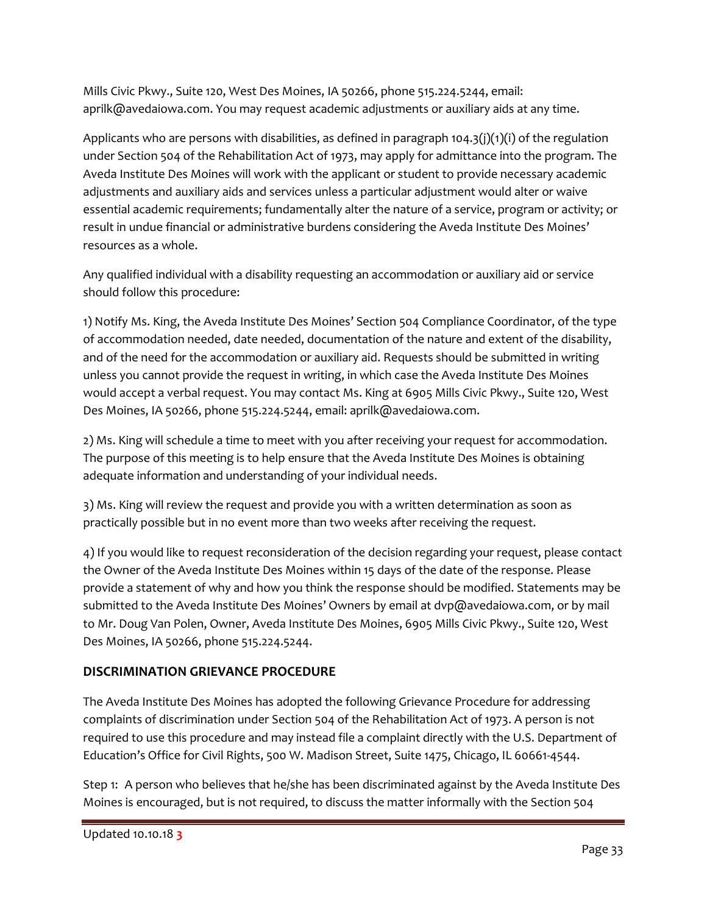Mills Civic Pkwy., Suite 120, West Des Moines, IA 50266, phone 515.224.5244, email: aprilk@avedaiowa.com. You may request academic adjustments or auxiliary aids at any time.

Applicants who are persons with disabilities, as defined in paragraph 104.3(j)(1)(i) of the regulation under Section 504 of the Rehabilitation Act of 1973, may apply for admittance into the program. The Aveda Institute Des Moines will work with the applicant or student to provide necessary academic adjustments and auxiliary aids and services unless a particular adjustment would alter or waive essential academic requirements; fundamentally alter the nature of a service, program or activity; or result in undue financial or administrative burdens considering the Aveda Institute Des Moines' resources as a whole.

Any qualified individual with a disability requesting an accommodation or auxiliary aid or service should follow this procedure:

1) Notify Ms. King, the Aveda Institute Des Moines' Section 504 Compliance Coordinator, of the type of accommodation needed, date needed, documentation of the nature and extent of the disability, and of the need for the accommodation or auxiliary aid. Requests should be submitted in writing unless you cannot provide the request in writing, in which case the Aveda Institute Des Moines would accept a verbal request. You may contact Ms. King at 6905 Mills Civic Pkwy., Suite 120, West Des Moines, IA 50266, phone 515.224.5244, email: aprilk@avedaiowa.com.

2) Ms. King will schedule a time to meet with you after receiving your request for accommodation. The purpose of this meeting is to help ensure that the Aveda Institute Des Moines is obtaining adequate information and understanding of your individual needs.

3) Ms. King will review the request and provide you with a written determination as soon as practically possible but in no event more than two weeks after receiving the request.

4) If you would like to request reconsideration of the decision regarding your request, please contact the Owner of the Aveda Institute Des Moines within 15 days of the date of the response. Please provide a statement of why and how you think the response should be modified. Statements may be submitted to the Aveda Institute Des Moines' Owners by email at dvp@avedaiowa.com, or by mail to Mr. Doug Van Polen, Owner, Aveda Institute Des Moines, 6905 Mills Civic Pkwy., Suite 120, West Des Moines, IA 50266, phone 515.224.5244.

## DISCRIMINATION GRIEVANCE PROCEDURE

The Aveda Institute Des Moines has adopted the following Grievance Procedure for addressing complaints of discrimination under Section 504 of the Rehabilitation Act of 1973. A person is not required to use this procedure and may instead file a complaint directly with the U.S. Department of Education's Office for Civil Rights, 500 W. Madison Street, Suite 1475, Chicago, IL 60661-4544.

Step 1: A person who believes that he/she has been discriminated against by the Aveda Institute Des Moines is encouraged, but is not required, to discuss the matter informally with the Section 504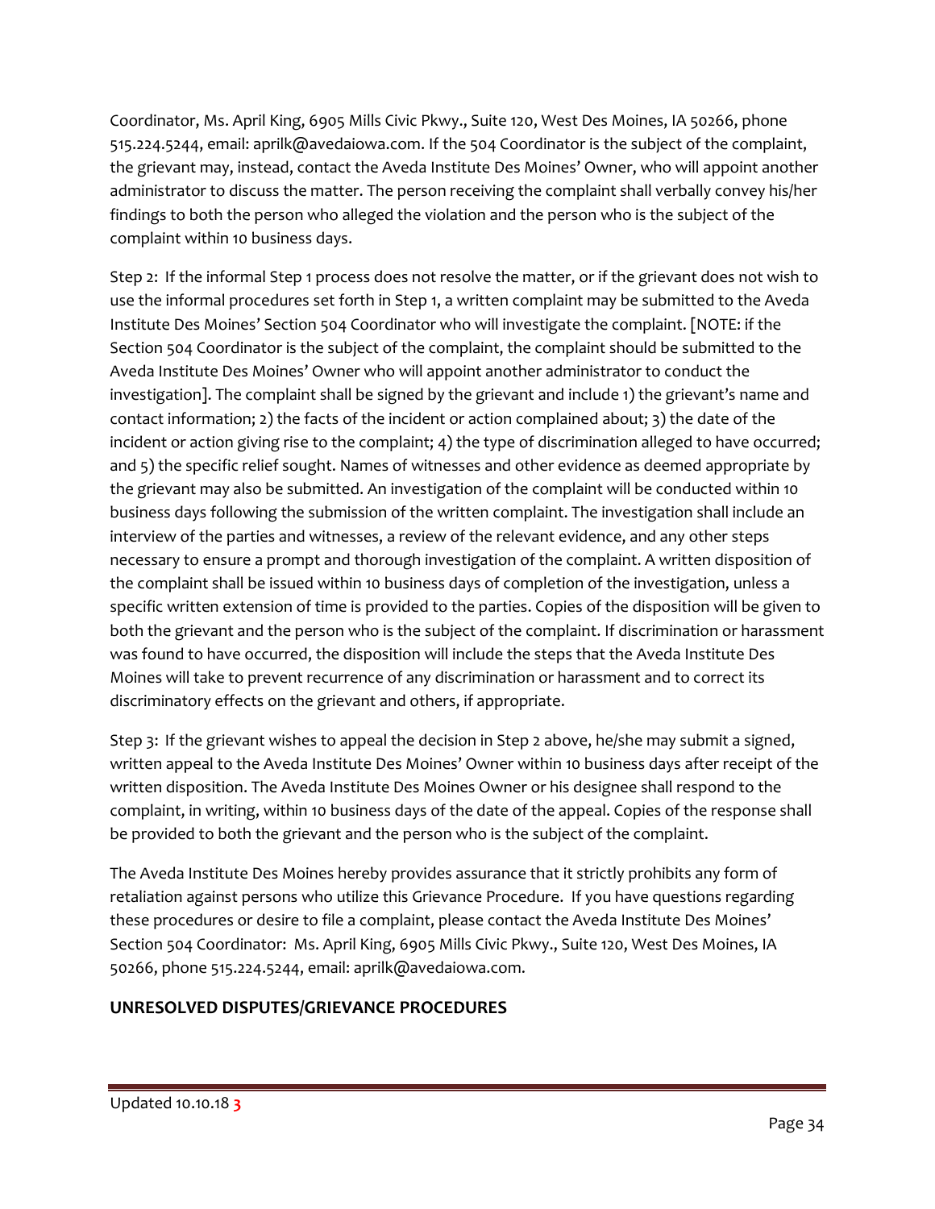Coordinator, Ms. April King, 6905 Mills Civic Pkwy., Suite 120, West Des Moines, IA 50266, phone 515.224.5244, email: aprilk@avedaiowa.com. If the 504 Coordinator is the subject of the complaint, the grievant may, instead, contact the Aveda Institute Des Moines' Owner, who will appoint another administrator to discuss the matter. The person receiving the complaint shall verbally convey his/her findings to both the person who alleged the violation and the person who is the subject of the complaint within 10 business days.

Step 2: If the informal Step 1 process does not resolve the matter, or if the grievant does not wish to use the informal procedures set forth in Step 1, a written complaint may be submitted to the Aveda Institute Des Moines' Section 504 Coordinator who will investigate the complaint. [NOTE: if the Section 504 Coordinator is the subject of the complaint, the complaint should be submitted to the Aveda Institute Des Moines' Owner who will appoint another administrator to conduct the investigation]. The complaint shall be signed by the grievant and include 1) the grievant's name and contact information; 2) the facts of the incident or action complained about; 3) the date of the incident or action giving rise to the complaint; 4) the type of discrimination alleged to have occurred; and 5) the specific relief sought. Names of witnesses and other evidence as deemed appropriate by the grievant may also be submitted. An investigation of the complaint will be conducted within 10 business days following the submission of the written complaint. The investigation shall include an interview of the parties and witnesses, a review of the relevant evidence, and any other steps necessary to ensure a prompt and thorough investigation of the complaint. A written disposition of the complaint shall be issued within 10 business days of completion of the investigation, unless a specific written extension of time is provided to the parties. Copies of the disposition will be given to both the grievant and the person who is the subject of the complaint. If discrimination or harassment was found to have occurred, the disposition will include the steps that the Aveda Institute Des Moines will take to prevent recurrence of any discrimination or harassment and to correct its discriminatory effects on the grievant and others, if appropriate.

Step 3: If the grievant wishes to appeal the decision in Step 2 above, he/she may submit a signed, written appeal to the Aveda Institute Des Moines' Owner within 10 business days after receipt of the written disposition. The Aveda Institute Des Moines Owner or his designee shall respond to the complaint, in writing, within 10 business days of the date of the appeal. Copies of the response shall be provided to both the grievant and the person who is the subject of the complaint.

The Aveda Institute Des Moines hereby provides assurance that it strictly prohibits any form of retaliation against persons who utilize this Grievance Procedure. If you have questions regarding these procedures or desire to file a complaint, please contact the Aveda Institute Des Moines' Section 504 Coordinator: Ms. April King, 6905 Mills Civic Pkwy., Suite 120, West Des Moines, IA 50266, phone 515.224.5244, email: aprilk@avedaiowa.com.

**UNRESOLVED DISPUTES/GRIEVANCE PROCEDURES**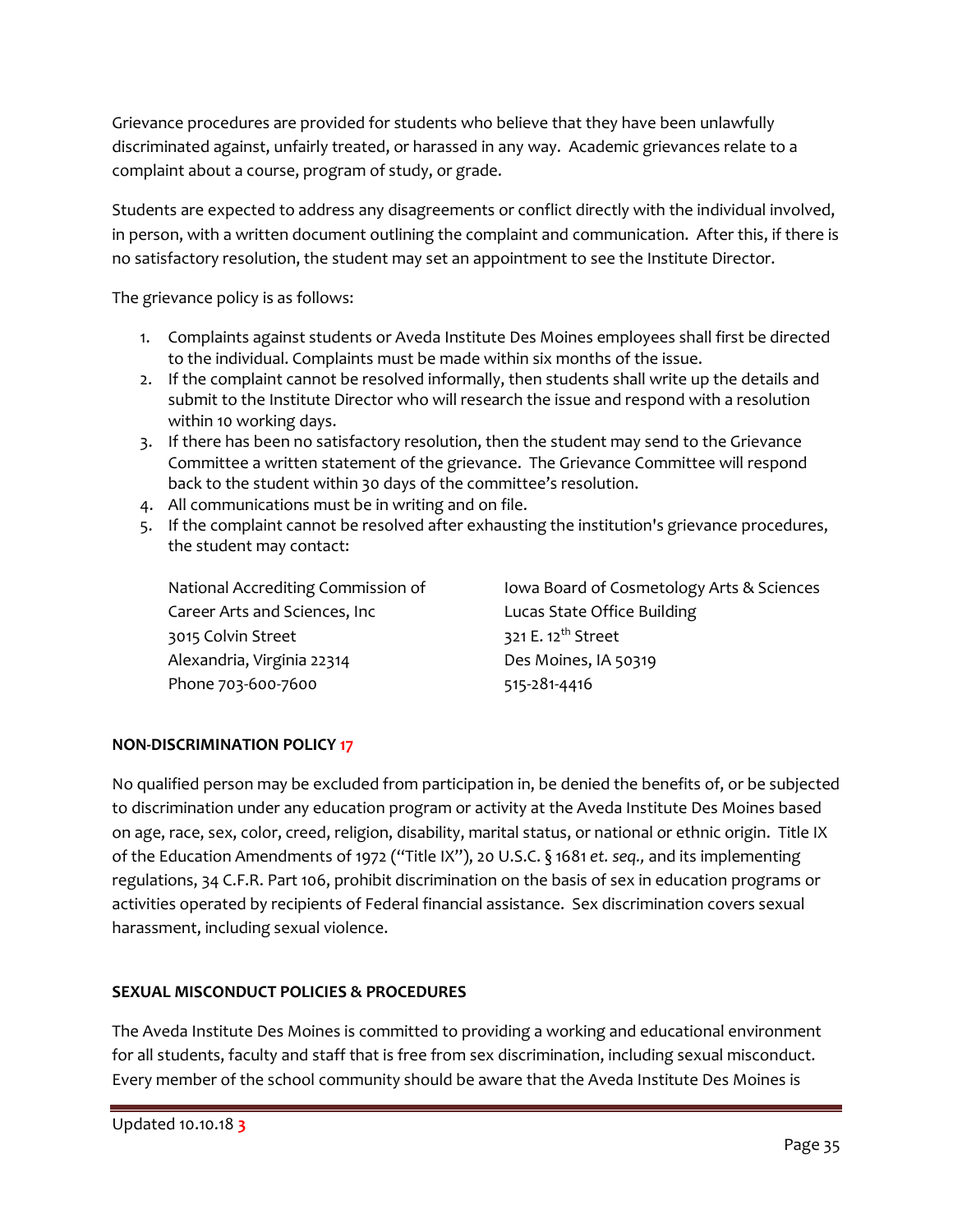Grievance procedures are provided for students who believe that they have been unlawfully discriminated against, unfairly treated, or harassed in any way. Academic grievances relate to a complaint about a course, program of study, or grade.

Students are expected to address any disagreements or conflict directly with the individual involved, in person, with a written document outlining the complaint and communication. After this, if there is no satisfactory resolution, the student may set an appointment to see the Institute Director.

The grievance policy is as follows:

1. Complaints against students or Aveda Institute Des Moines employees shall first be directed to the individual. Complaints must be made within six months of the issue.
2. If the complaint cannot be resolved informally, then students shall write up the details and submit to the Institute Director who will research the issue and respond with a resolution within 10 working days.
3. If there has been no satisfactory resolution, then the student may send to the Grievance Committee a written statement of the grievance. The Grievance Committee will respond back to the student within 30 days of the committee's resolution.
4. All communications must be in writing and on file.
5. If the complaint cannot be resolved after exhausting the institution's grievance procedures, the student may contact:

National Accrediting Commission of Career Arts and Sciences, Inc
3015 Colvin Street
Alexandria, Virginia 22314
Phone 703-600-7600

Iowa Board of Cosmetology Arts & Sciences
Lucas State Office Building
321 E. 12th Street
Des Moines, IA 50319
515-281-4416

**NON-DISCRIMINATION POLICY 17**

No qualified person may be excluded from participation in, be denied the benefits of, or be subjected to discrimination under any education program or activity at the Aveda Institute Des Moines based on age, race, sex, color, creed, religion, disability, marital status, or national or ethnic origin. Title IX of the Education Amendments of 1972 ("Title IX"), 20 U.S.C. § 1681 *et. seq.,* and its implementing regulations, 34 C.F.R. Part 106, prohibit discrimination on the basis of sex in education programs or activities operated by recipients of Federal financial assistance. Sex discrimination covers sexual harassment, including sexual violence.

**SEXUAL MISCONDUCT POLICIES & PROCEDURES**

The Aveda Institute Des Moines is committed to providing a working and educational environment for all students, faculty and staff that is free from sex discrimination, including sexual misconduct. Every member of the school community should be aware that the Aveda Institute Des Moines is

Updated 10.10.18 3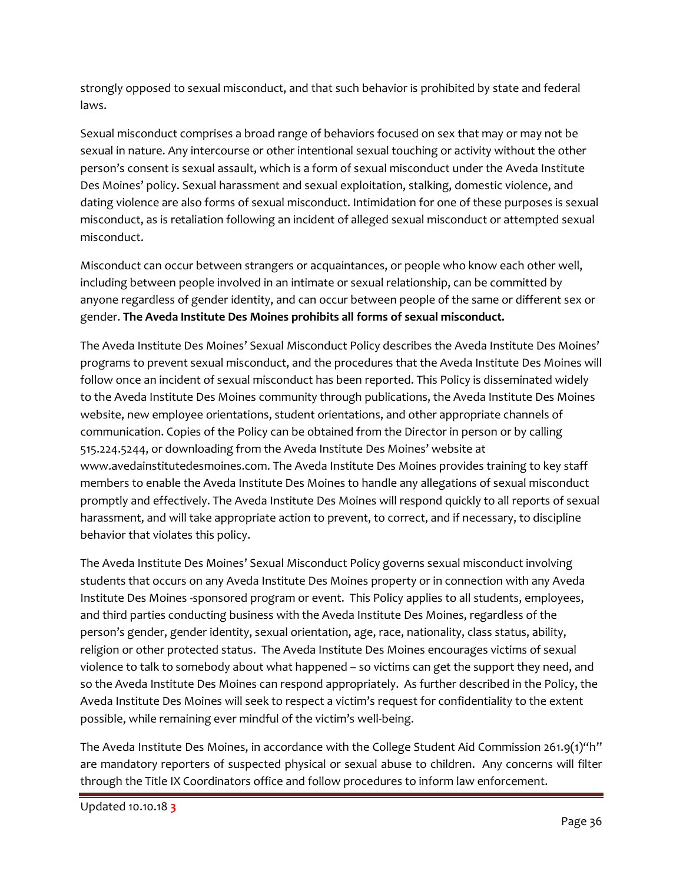strongly opposed to sexual misconduct, and that such behavior is prohibited by state and federal laws.

Sexual misconduct comprises a broad range of behaviors focused on sex that may or may not be sexual in nature. Any intercourse or other intentional sexual touching or activity without the other person's consent is sexual assault, which is a form of sexual misconduct under the Aveda Institute Des Moines' policy. Sexual harassment and sexual exploitation, stalking, domestic violence, and dating violence are also forms of sexual misconduct. Intimidation for one of these purposes is sexual misconduct, as is retaliation following an incident of alleged sexual misconduct or attempted sexual misconduct.

Misconduct can occur between strangers or acquaintances, or people who know each other well, including between people involved in an intimate or sexual relationship, can be committed by anyone regardless of gender identity, and can occur between people of the same or different sex or gender. **The Aveda Institute Des Moines prohibits all forms of sexual misconduct.**

The Aveda Institute Des Moines' Sexual Misconduct Policy describes the Aveda Institute Des Moines' programs to prevent sexual misconduct, and the procedures that the Aveda Institute Des Moines will follow once an incident of sexual misconduct has been reported. This Policy is disseminated widely to the Aveda Institute Des Moines community through publications, the Aveda Institute Des Moines website, new employee orientations, student orientations, and other appropriate channels of communication. Copies of the Policy can be obtained from the Director in person or by calling 515.224.5244, or downloading from the Aveda Institute Des Moines' website at www.avedainstitutedesmoines.com. The Aveda Institute Des Moines provides training to key staff members to enable the Aveda Institute Des Moines to handle any allegations of sexual misconduct promptly and effectively. The Aveda Institute Des Moines will respond quickly to all reports of sexual harassment, and will take appropriate action to prevent, to correct, and if necessary, to discipline behavior that violates this policy.

The Aveda Institute Des Moines' Sexual Misconduct Policy governs sexual misconduct involving students that occurs on any Aveda Institute Des Moines property or in connection with any Aveda Institute Des Moines -sponsored program or event. This Policy applies to all students, employees, and third parties conducting business with the Aveda Institute Des Moines, regardless of the person's gender, gender identity, sexual orientation, age, race, nationality, class status, ability, religion or other protected status. The Aveda Institute Des Moines encourages victims of sexual violence to talk to somebody about what happened – so victims can get the support they need, and so the Aveda Institute Des Moines can respond appropriately. As further described in the Policy, the Aveda Institute Des Moines will seek to respect a victim's request for confidentiality to the extent possible, while remaining ever mindful of the victim's well-being.

The Aveda Institute Des Moines, in accordance with the College Student Aid Commission 261.9(1)"h" are mandatory reporters of suspected physical or sexual abuse to children. Any concerns will filter through the Title IX Coordinators office and follow procedures to inform law enforcement.

Updated 10.10.18 **3**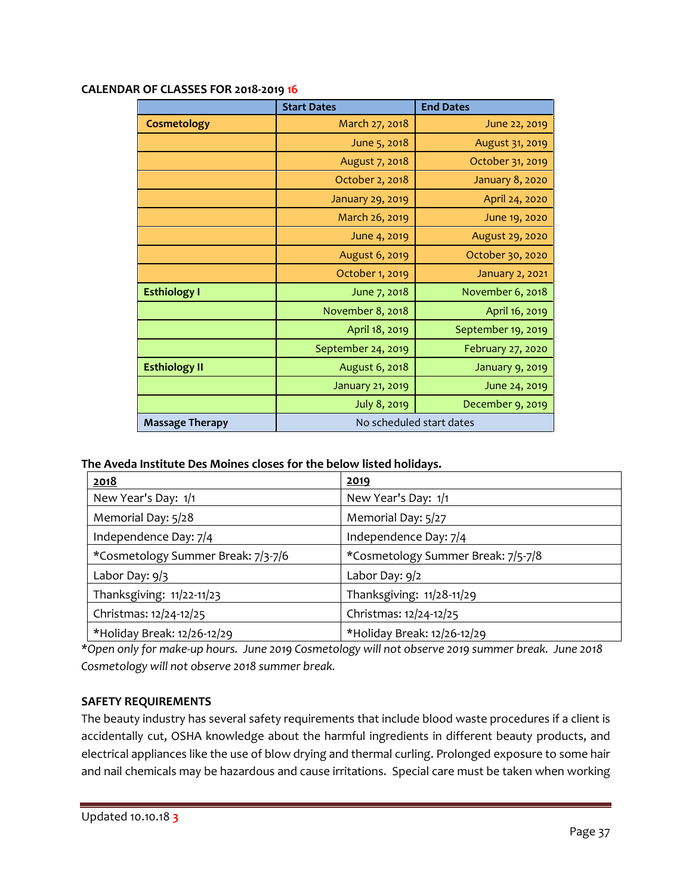**CALENDAR OF CLASSES FOR 2018-2019 16**

| | Start Dates | End Dates |
|---|---|---|
| **Cosmetology** | March 27, 2018 | June 22, 2019 |
| | June 5, 2018 | August 31, 2019 |
| | August 7, 2018 | October 31, 2019 |
| | October 2, 2018 | January 8, 2020 |
| | January 29, 2019 | April 24, 2020 |
| | March 26, 2019 | June 19, 2020 |
| | June 4, 2019 | August 29, 2020 |
| | August 6, 2019 | October 30, 2020 |
| | October 1, 2019 | January 2, 2021 |
| **Esthiology I** | June 7, 2018 | November 6, 2018 |
| | November 8, 2018 | April 16, 2019 |
| | April 18, 2019 | September 19, 2019 |
| | September 24, 2019 | February 27, 2020 |
| **Esthiology II** | August 6, 2018 | January 9, 2019 |
| | January 21, 2019 | June 24, 2019 |
| | July 8, 2019 | December 9, 2019 |
| **Massage Therapy** | No scheduled start dates | |

**The Aveda Institute Des Moines closes for the below listed holidays.**

| 2018 | 2019 |
|---|---|
| New Year's Day: 1/1 | New Year's Day: 1/1 |
| Memorial Day: 5/28 | Memorial Day: 5/27 |
| Independence Day: 7/4 | Independence Day: 7/4 |
| *Cosmetology Summer Break: 7/3-7/6 | *Cosmetology Summer Break: 7/5-7/8 |
| Labor Day: 9/3 | Labor Day: 9/2 |
| Thanksgiving: 11/22-11/23 | Thanksgiving: 11/28-11/29 |
| Christmas: 12/24-12/25 | Christmas: 12/24-12/25 |
| *Holiday Break: 12/26-12/29 | *Holiday Break: 12/26-12/29 |

*\*Open only for make-up hours. June 2019 Cosmetology will not observe 2019 summer break. June 2018 Cosmetology will not observe 2018 summer break.*

**SAFETY REQUIREMENTS**

The beauty industry has several safety requirements that include blood waste procedures if a client is accidentally cut, OSHA knowledge about the harmful ingredients in different beauty products, and electrical appliances like the use of blow drying and thermal curling. Prolonged exposure to some hair and nail chemicals may be hazardous and cause irritations. Special care must be taken when working

Updated 10.10.18 3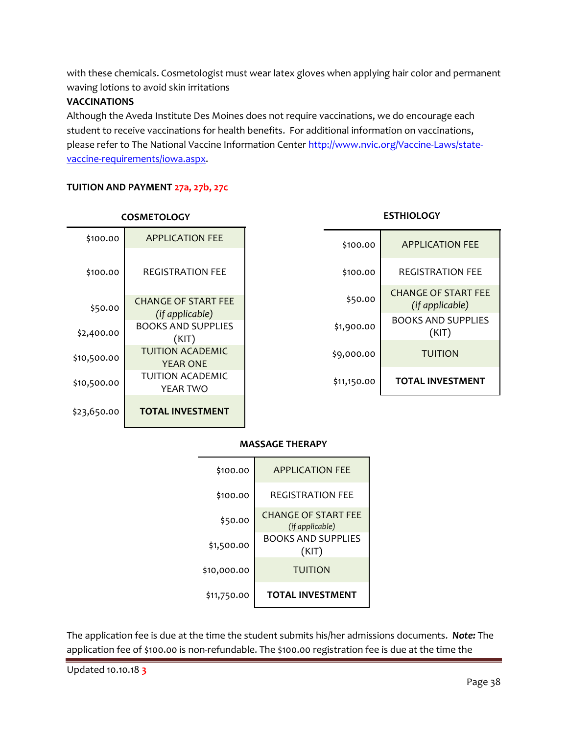with these chemicals. Cosmetologist must wear latex gloves when applying hair color and permanent waving lotions to avoid skin irritations

**VACCINATIONS**

Although the Aveda Institute Des Moines does not require vaccinations, we do encourage each student to receive vaccinations for health benefits. For additional information on vaccinations, please refer to The National Vaccine Information Center [http://www.nvic.org/Vaccine-Laws/state-vaccine-requirements/iowa.aspx](http://www.nvic.org/Vaccine-Laws/state-vaccine-requirements/iowa.aspx).

**TUITION AND PAYMENT** 27a, 27b, 27c

**COSMETOLOGY**

| Amount | Item |
|---|---|
| $100.00 | APPLICATION FEE |
| $100.00 | REGISTRATION FEE |
| $50.00 | CHANGE OF START FEE *(if applicable)* |
| $2,400.00 | BOOKS AND SUPPLIES (KIT) |
| $10,500.00 | TUITION ACADEMIC YEAR ONE |
| $10,500.00 | TUITION ACADEMIC YEAR TWO |
| $23,650.00 | **TOTAL INVESTMENT** |

**ESTHIOLOGY**

| Amount | Item |
|---|---|
| $100.00 | APPLICATION FEE |
| $100.00 | REGISTRATION FEE |
| $50.00 | CHANGE OF START FEE *(if applicable)* |
| $1,900.00 | BOOKS AND SUPPLIES (KIT) |
| $9,000.00 | TUITION |
| $11,150.00 | **TOTAL INVESTMENT** |

**MASSAGE THERAPY**

| Amount | Item |
|---|---|
| $100.00 | APPLICATION FEE |
| $100.00 | REGISTRATION FEE |
| $50.00 | CHANGE OF START FEE *(if applicable)* |
| $1,500.00 | BOOKS AND SUPPLIES (KIT) |
| $10,000.00 | TUITION |
| $11,750.00 | **TOTAL INVESTMENT** |

The application fee is due at the time the student submits his/her admissions documents. ***Note:*** The application fee of $100.00 is non-refundable. The $100.00 registration fee is due at the time the

Updated 10.10.18 3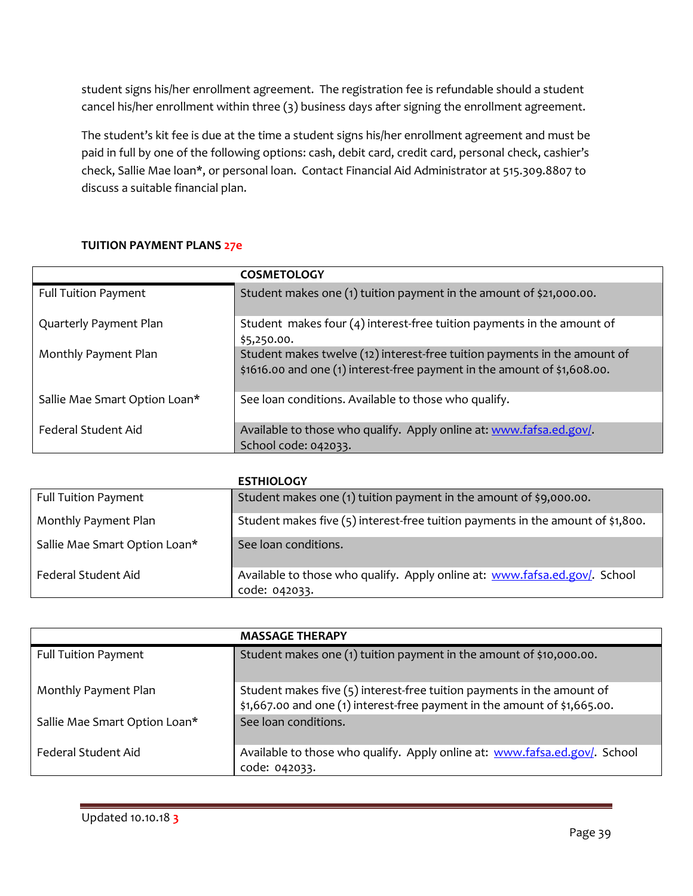student signs his/her enrollment agreement. The registration fee is refundable should a student cancel his/her enrollment within three (3) business days after signing the enrollment agreement.

The student's kit fee is due at the time a student signs his/her enrollment agreement and must be paid in full by one of the following options: cash, debit card, credit card, personal check, cashier's check, Sallie Mae loan*, or personal loan. Contact Financial Aid Administrator at 515.309.8807 to discuss a suitable financial plan.

**TUITION PAYMENT PLANS 27e**

| | COSMETOLOGY |
|---|---|
| Full Tuition Payment | Student makes one (1) tuition payment in the amount of $21,000.00. |
| Quarterly Payment Plan | Student makes four (4) interest-free tuition payments in the amount of $5,250.00. |
| Monthly Payment Plan | Student makes twelve (12) interest-free tuition payments in the amount of $1616.00 and one (1) interest-free payment in the amount of $1,608.00. |
| Sallie Mae Smart Option Loan* | See loan conditions. Available to those who qualify. |
| Federal Student Aid | Available to those who qualify. Apply online at: www.fafsa.ed.gov/. School code: 042033. |

| | ESTHIOLOGY |
|---|---|
| Full Tuition Payment | Student makes one (1) tuition payment in the amount of $9,000.00. |
| Monthly Payment Plan | Student makes five (5) interest-free tuition payments in the amount of $1,800. |
| Sallie Mae Smart Option Loan* | See loan conditions. |
| Federal Student Aid | Available to those who qualify. Apply online at: www.fafsa.ed.gov/. School code: 042033. |

| | MASSAGE THERAPY |
|---|---|
| Full Tuition Payment | Student makes one (1) tuition payment in the amount of $10,000.00. |
| Monthly Payment Plan | Student makes five (5) interest-free tuition payments in the amount of $1,667.00 and one (1) interest-free payment in the amount of $1,665.00. |
| Sallie Mae Smart Option Loan* | See loan conditions. |
| Federal Student Aid | Available to those who qualify. Apply online at: www.fafsa.ed.gov/. School code: 042033. |

Updated 10.10.18 3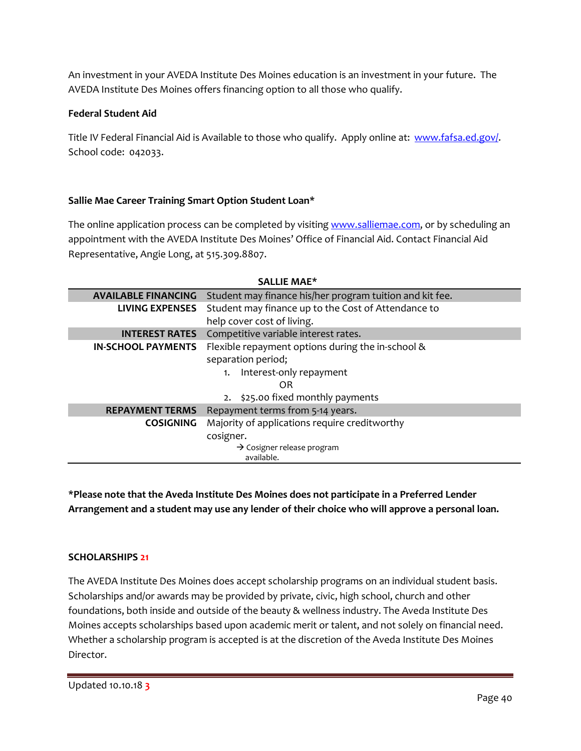An investment in your AVEDA Institute Des Moines education is an investment in your future. The AVEDA Institute Des Moines offers financing option to all those who qualify.

**Federal Student Aid**

Title IV Federal Financial Aid is Available to those who qualify. Apply online at: www.fafsa.ed.gov/. School code: 042033.

**Sallie Mae Career Training Smart Option Student Loan***

The online application process can be completed by visiting www.salliemae.com, or by scheduling an appointment with the AVEDA Institute Des Moines' Office of Financial Aid. Contact Financial Aid Representative, Angie Long, at 515.309.8807.

**SALLIE MAE***

| | |
|---|---|
| **AVAILABLE FINANCING** | Student may finance his/her program tuition and kit fee. |
| **LIVING EXPENSES** | Student may finance up to the Cost of Attendance to help cover cost of living. |
| **INTEREST RATES** | Competitive variable interest rates. |
| **IN-SCHOOL PAYMENTS** | Flexible repayment options during the in-school & separation period; 1. Interest-only repayment OR 2. $25.00 fixed monthly payments |
| **REPAYMENT TERMS** | Repayment terms from 5-14 years. |
| **COSIGNING** | Majority of applications require creditworthy cosigner. → Cosigner release program available. |

***Please note that the Aveda Institute Des Moines does not participate in a Preferred Lender Arrangement and a student may use any lender of their choice who will approve a personal loan.**

**SCHOLARSHIPS 21**

The AVEDA Institute Des Moines does accept scholarship programs on an individual student basis. Scholarships and/or awards may be provided by private, civic, high school, church and other foundations, both inside and outside of the beauty & wellness industry. The Aveda Institute Des Moines accepts scholarships based upon academic merit or talent, and not solely on financial need. Whether a scholarship program is accepted is at the discretion of the Aveda Institute Des Moines Director.

Updated 10.10.18 3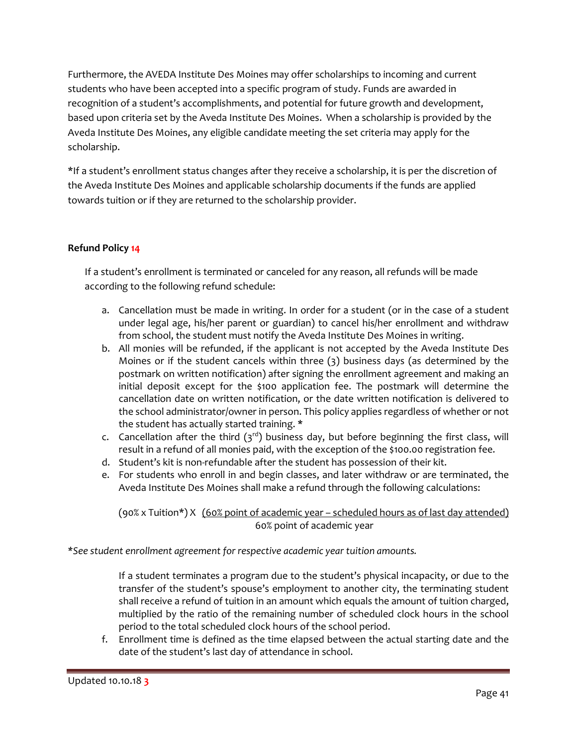Furthermore, the AVEDA Institute Des Moines may offer scholarships to incoming and current students who have been accepted into a specific program of study. Funds are awarded in recognition of a student's accomplishments, and potential for future growth and development, based upon criteria set by the Aveda Institute Des Moines. When a scholarship is provided by the Aveda Institute Des Moines, any eligible candidate meeting the set criteria may apply for the scholarship.

*If a student's enrollment status changes after they receive a scholarship, it is per the discretion of the Aveda Institute Des Moines and applicable scholarship documents if the funds are applied towards tuition or if they are returned to the scholarship provider.

**Refund Policy 14**

If a student's enrollment is terminated or canceled for any reason, all refunds will be made according to the following refund schedule:

a. Cancellation must be made in writing. In order for a student (or in the case of a student under legal age, his/her parent or guardian) to cancel his/her enrollment and withdraw from school, the student must notify the Aveda Institute Des Moines in writing.
b. All monies will be refunded, if the applicant is not accepted by the Aveda Institute Des Moines or if the student cancels within three (3) business days (as determined by the postmark on written notification) after signing the enrollment agreement and making an initial deposit except for the $100 application fee. The postmark will determine the cancellation date on written notification, or the date written notification is delivered to the school administrator/owner in person. This policy applies regardless of whether or not the student has actually started training. *
c. Cancellation after the third (3rd) business day, but before beginning the first class, will result in a refund of all monies paid, with the exception of the $100.00 registration fee.
d. Student's kit is non-refundable after the student has possession of their kit.
e. For students who enroll in and begin classes, and later withdraw or are terminated, the Aveda Institute Des Moines shall make a refund through the following calculations:

$$(90\% \times \text{Tuition*}) \times \frac{\text{60\% point of academic year – scheduled hours as of last day attended}}{\text{60\% point of academic year}}$$

*\*See student enrollment agreement for respective academic year tuition amounts.*

If a student terminates a program due to the student's physical incapacity, or due to the transfer of the student's spouse's employment to another city, the terminating student shall receive a refund of tuition in an amount which equals the amount of tuition charged, multiplied by the ratio of the remaining number of scheduled clock hours in the school period to the total scheduled clock hours of the school period.

f. Enrollment time is defined as the time elapsed between the actual starting date and the date of the student's last day of attendance in school.

Updated 10.10.18 3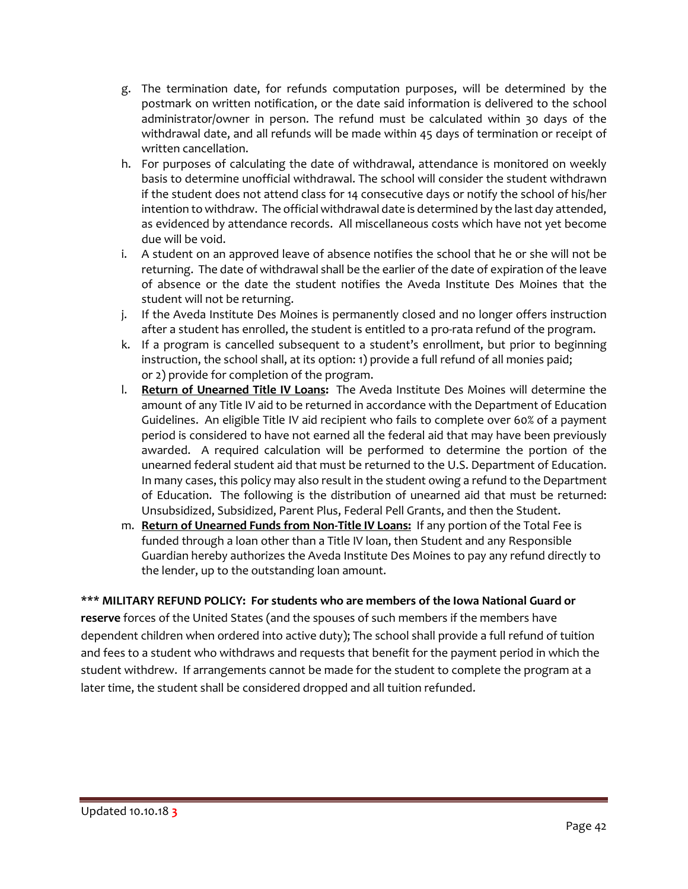g. The termination date, for refunds computation purposes, will be determined by the postmark on written notification, or the date said information is delivered to the school administrator/owner in person. The refund must be calculated within 30 days of the withdrawal date, and all refunds will be made within 45 days of termination or receipt of written cancellation.
h. For purposes of calculating the date of withdrawal, attendance is monitored on weekly basis to determine unofficial withdrawal. The school will consider the student withdrawn if the student does not attend class for 14 consecutive days or notify the school of his/her intention to withdraw. The official withdrawal date is determined by the last day attended, as evidenced by attendance records. All miscellaneous costs which have not yet become due will be void.
i. A student on an approved leave of absence notifies the school that he or she will not be returning. The date of withdrawal shall be the earlier of the date of expiration of the leave of absence or the date the student notifies the Aveda Institute Des Moines that the student will not be returning.
j. If the Aveda Institute Des Moines is permanently closed and no longer offers instruction after a student has enrolled, the student is entitled to a pro-rata refund of the program.
k. If a program is cancelled subsequent to a student's enrollment, but prior to beginning instruction, the school shall, at its option: 1) provide a full refund of all monies paid; or 2) provide for completion of the program.
l. **<u>Return of Unearned Title IV Loans</u>:** The Aveda Institute Des Moines will determine the amount of any Title IV aid to be returned in accordance with the Department of Education Guidelines. An eligible Title IV aid recipient who fails to complete over 60% of a payment period is considered to have not earned all the federal aid that may have been previously awarded. A required calculation will be performed to determine the portion of the unearned federal student aid that must be returned to the U.S. Department of Education. In many cases, this policy may also result in the student owing a refund to the Department of Education. The following is the distribution of unearned aid that must be returned: Unsubsidized, Subsidized, Parent Plus, Federal Pell Grants, and then the Student.
m. **<u>Return of Unearned Funds from Non-Title IV Loans</u>:** If any portion of the Total Fee is funded through a loan other than a Title IV loan, then Student and any Responsible Guardian hereby authorizes the Aveda Institute Des Moines to pay any refund directly to the lender, up to the outstanding loan amount.

**\*\*\* MILITARY REFUND POLICY: For students who are members of the Iowa National Guard or reserve** forces of the United States (and the spouses of such members if the members have dependent children when ordered into active duty); The school shall provide a full refund of tuition and fees to a student who withdraws and requests that benefit for the payment period in which the student withdrew. If arrangements cannot be made for the student to complete the program at a later time, the student shall be considered dropped and all tuition refunded.

Updated 10.10.18 3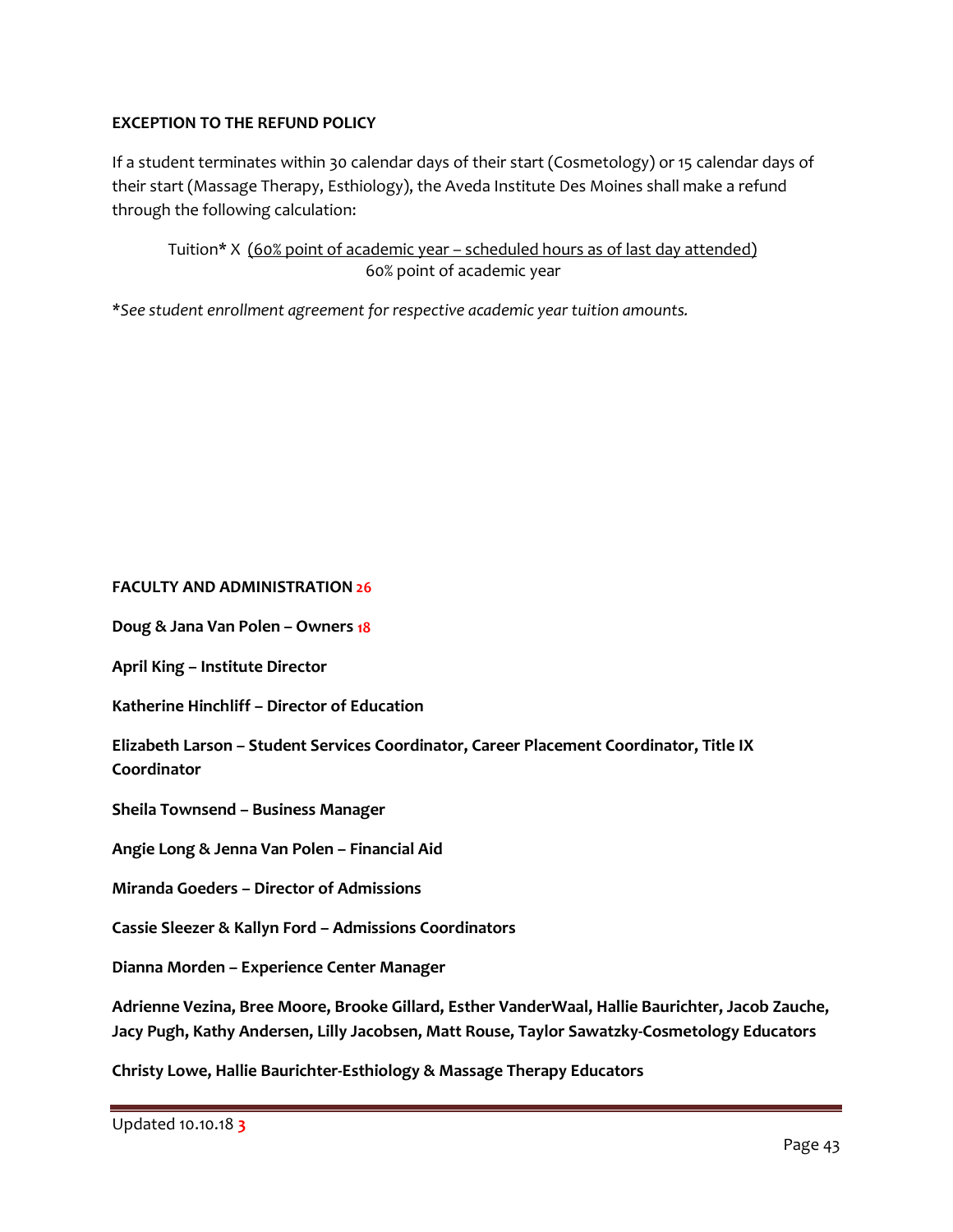**EXCEPTION TO THE REFUND POLICY**

If a student terminates within 30 calendar days of their start (Cosmetology) or 15 calendar days of their start (Massage Therapy, Esthiology), the Aveda Institute Des Moines shall make a refund through the following calculation:

$$\text{Tuition*} \times \frac{\text{60\% point of academic year} - \text{scheduled hours as of last day attended}}{\text{60\% point of academic year}}$$

*\*See student enrollment agreement for respective academic year tuition amounts.*

**FACULTY AND ADMINISTRATION** 26

**Doug & Jana Van Polen – Owners** 18

**April King – Institute Director**

**Katherine Hinchliff – Director of Education**

**Elizabeth Larson – Student Services Coordinator, Career Placement Coordinator, Title IX Coordinator**

**Sheila Townsend – Business Manager**

**Angie Long & Jenna Van Polen – Financial Aid**

**Miranda Goeders – Director of Admissions**

**Cassie Sleezer & Kallyn Ford – Admissions Coordinators**

**Dianna Morden – Experience Center Manager**

**Adrienne Vezina, Bree Moore, Brooke Gillard, Esther VanderWaal, Hallie Baurichter, Jacob Zauche, Jacy Pugh, Kathy Andersen, Lilly Jacobsen, Matt Rouse, Taylor Sawatzky-Cosmetology Educators**

**Christy Lowe, Hallie Baurichter-Esthiology & Massage Therapy Educators**

Updated 10.10.18 3